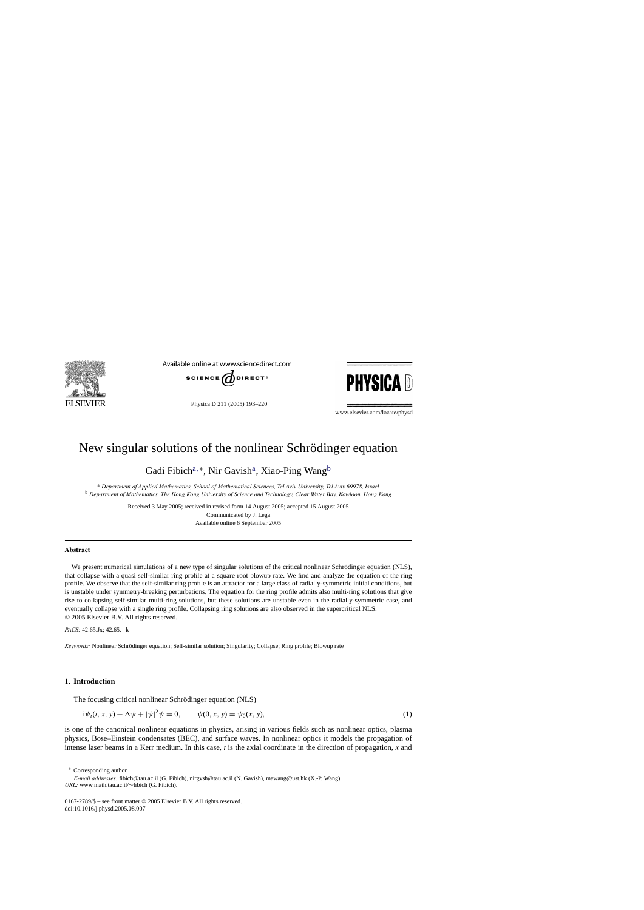# New singular solutions of the nonlinear Schrödinger equation

Gadi Fibich[a,*], Nir Gavish[a], Xiao-Ping Wang[b]

[a] *Department of Applied Mathematics, School of Mathematical Sciences, Tel Aviv University, Tel Aviv 69978, Israel*
[b] *Department of Mathematics, The Hong Kong University of Science and Technology, Clear Water Bay, Kowloon, Hong Kong*

Received 3 May 2005; received in revised form 14 August 2005; accepted 15 August 2005
Communicated by J. Lega
Available online 6 September 2005

### Abstract

We present numerical simulations of a new type of singular solutions of the critical nonlinear Schrödinger equation (NLS), that collapse with a quasi self-similar ring profile at a square root blowup rate. We find and analyze the equation of the ring profile. We observe that the self-similar ring profile is an attractor for a large class of radially-symmetric initial conditions, but is unstable under symmetry-breaking perturbations. The equation for the ring profile admits also multi-ring solutions that give rise to collapsing self-similar multi-ring solutions, but these solutions are unstable even in the radially-symmetric case, and eventually collapse with a single ring profile. Collapsing ring solutions are also observed in the supercritical NLS.
© 2005 Elsevier B.V. All rights reserved.

*PACS:* 42.65.Jx; 42.65.−k

*Keywords:* Nonlinear Schrödinger equation; Self-similar solution; Singularity; Collapse; Ring profile; Blowup rate

## 1. Introduction

The focusing critical nonlinear Schrödinger equation (NLS)

$$i\psi_t(t, x, y) + \Delta\psi + |\psi|^2\psi = 0, \qquad \psi(0, x, y) = \psi_0(x, y), \tag{1}$$

is one of the canonical nonlinear equations in physics, arising in various fields such as nonlinear optics, plasma physics, Bose–Einstein condensates (BEC), and surface waves. In nonlinear optics it models the propagation of intense laser beams in a Kerr medium. In this case, $t$ is the axial coordinate in the direction of propagation, $x$ and

---

\* Corresponding author.
*E-mail addresses:* fibich@tau.ac.il (G. Fibich), nirgvsh@tau.ac.il (N. Gavish), mawang@ust.hk (X.-P. Wang).
*URL:* www.math.tau.ac.il/∼fibich (G. Fibich).

0167-2789/$ – see front matter © 2005 Elsevier B.V. All rights reserved.
doi:10.1016/j.physd.2005.08.007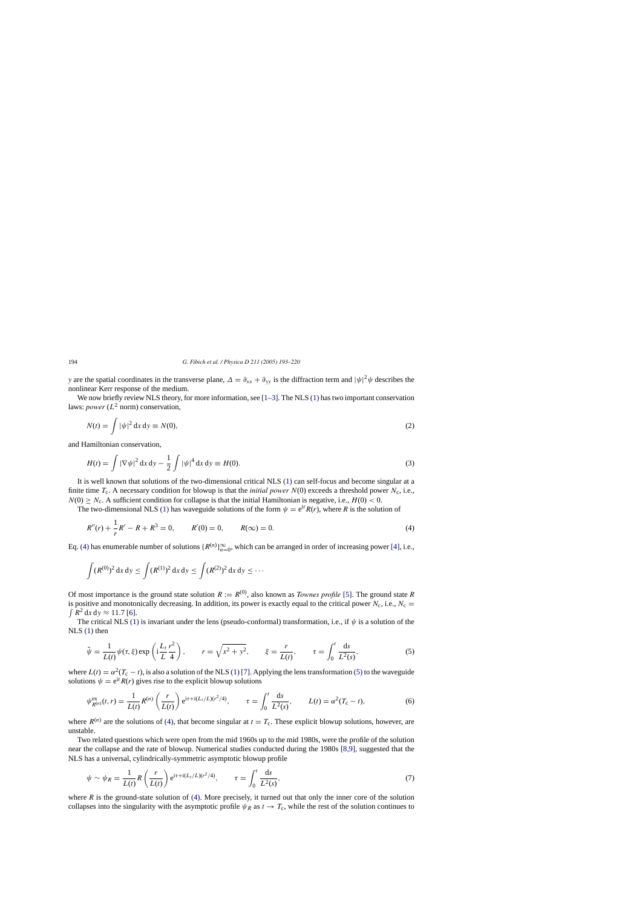$y$ are the spatial coordinates in the transverse plane, $\Delta = \partial_{xx} + \partial_{yy}$ is the diffraction term and $|\psi|^2\psi$ describes the nonlinear Kerr response of the medium.

We now briefly review NLS theory, for more information, see [1–3]. The NLS (1) has two important conservation laws: *power* ($L^2$ norm) conservation,

$$N(t) = \int |\psi|^2 \,\mathrm{d}x\,\mathrm{d}y \equiv N(0), \tag{2}$$

and Hamiltonian conservation,

$$H(t) = \int |\nabla\psi|^2 \,\mathrm{d}x\,\mathrm{d}y - \frac{1}{2}\int |\psi|^4 \,\mathrm{d}x\,\mathrm{d}y \equiv H(0). \tag{3}$$

It is well known that solutions of the two-dimensional critical NLS (1) can self-focus and become singular at a finite time $T_c$. A necessary condition for blowup is that the *initial power* $N(0)$ exceeds a threshold power $N_c$, i.e., $N(0) \geq N_c$. A sufficient condition for collapse is that the initial Hamiltonian is negative, i.e., $H(0) < 0$.

The two-dimensional NLS (1) has waveguide solutions of the form $\psi = \mathrm{e}^{\mathrm{i}t}R(r)$, where $R$ is the solution of

$$R''(r) + \frac{1}{r}R' - R + R^3 = 0, \qquad R'(0) = 0, \qquad R(\infty) = 0. \tag{4}$$

Eq. (4) has enumerable number of solutions $\{R^{(n)}\}_{n=0}^{\infty}$, which can be arranged in order of increasing power [4], i.e.,

$$\int (R^{(0)})^2 \,\mathrm{d}x\,\mathrm{d}y \leq \int (R^{(1)})^2 \,\mathrm{d}x\,\mathrm{d}y \leq \int (R^{(2)})^2 \,\mathrm{d}x\,\mathrm{d}y \leq \cdots$$

Of most importance is the ground state solution $R := R^{(0)}$, also known as *Townes profile* [5]. The ground state $R$ is positive and monotonically decreasing. In addition, its power is exactly equal to the critical power $N_c$, i.e., $N_c = \int R^2 \,\mathrm{d}x\,\mathrm{d}y \approx 11.7$ [6].

The critical NLS (1) is invariant under the lens (pseudo-conformal) transformation, i.e., if $\psi$ is a solution of the NLS (1) then

$$\tilde{\psi} = \frac{1}{L(t)}\psi(\tau, \xi)\exp\left(\mathrm{i}\frac{L_t}{L}\frac{r^2}{4}\right), \qquad r = \sqrt{x^2 + y^2}, \qquad \xi = \frac{r}{L(t)}, \qquad \tau = \int_0^t \frac{\mathrm{d}s}{L^2(s)}, \tag{5}$$

where $L(t) = \alpha^2(T_c - t)$, is also a solution of the NLS (1) [7]. Applying the lens transformation (5) to the waveguide solutions $\psi = \mathrm{e}^{\mathrm{i}t}R(r)$ gives rise to the explicit blowup solutions

$$\psi^{\mathrm{ex}}_{R^{(n)}}(t, r) = \frac{1}{L(t)}R^{(n)}\left(\frac{r}{L(t)}\right)\mathrm{e}^{\mathrm{i}\tau + \mathrm{i}(L_t/L)(r^2/4)}, \qquad \tau = \int_0^t \frac{\mathrm{d}s}{L^2(s)}, \qquad L(t) = \alpha^2(T_c - t), \tag{6}$$

where $R^{(n)}$ are the solutions of (4), that become singular at $t = T_c$. These explicit blowup solutions, however, are unstable.

Two related questions which were open from the mid 1960s up to the mid 1980s, were the profile of the solution near the collapse and the rate of blowup. Numerical studies conducted during the 1980s [8,9], suggested that the NLS has a universal, cylindrically-symmetric asymptotic blowup profile

$$\psi \sim \psi_R = \frac{1}{L(t)}R\left(\frac{r}{L(t)}\right)\mathrm{e}^{\mathrm{i}\tau + \mathrm{i}(L_t/L)(r^2/4)}, \qquad \tau = \int_0^t \frac{\mathrm{d}s}{L^2(s)}, \tag{7}$$

where $R$ is the ground-state solution of (4). More precisely, it turned out that only the inner core of the solution collapses into the singularity with the asymptotic profile $\psi_R$ as $t \to T_c$, while the rest of the solution continues to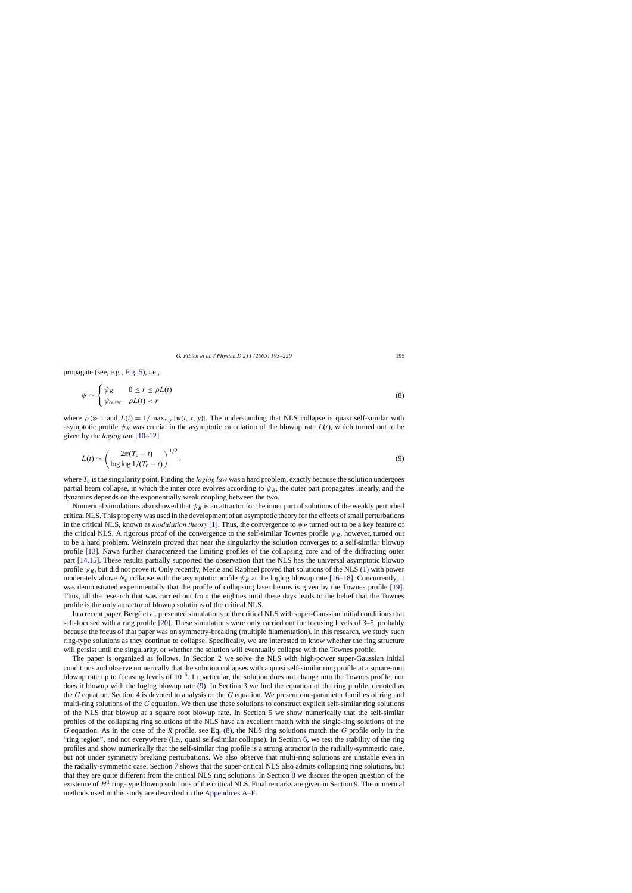propagate (see, e.g., Fig. 5), i.e.,

$$\psi \sim \begin{cases} \psi_R & 0 \le r \le \rho L(t) \\ \psi_{\text{outer}} & \rho L(t) < r \end{cases} \tag{8}$$

where $\rho \gg 1$ and $L(t) = 1/\max_{x,y} |\psi(t, x, y)|$. The understanding that NLS collapse is quasi self-similar with asymptotic profile $\psi_R$ was crucial in the asymptotic calculation of the blowup rate $L(t)$, which turned out to be given by the *loglog law* [10–12]

$$L(t) \sim \left( \frac{2\pi(T_c - t)}{\log\log 1/(T_c - t)} \right)^{1/2}, \tag{9}$$

where $T_c$ is the singularity point. Finding the *loglog law* was a hard problem, exactly because the solution undergoes partial beam collapse, in which the inner core evolves according to $\psi_R$, the outer part propagates linearly, and the dynamics depends on the exponentially weak coupling between the two.

Numerical simulations also showed that $\psi_R$ is an attractor for the inner part of solutions of the weakly perturbed critical NLS. This property was used in the development of an asymptotic theory for the effects of small perturbations in the critical NLS, known as *modulation theory* [1]. Thus, the convergence to $\psi_R$ turned out to be a key feature of the critical NLS. A rigorous proof of the convergence to the self-similar Townes profile $\psi_R$, however, turned out to be a hard problem. Weinstein proved that near the singularity the solution converges to a self-similar blowup profile [13]. Nawa further characterized the limiting profiles of the collapsing core and of the diffracting outer part [14,15]. These results partially supported the observation that the NLS has the universal asymptotic blowup profile $\psi_R$, but did not prove it. Only recently, Merle and Raphael proved that solutions of the NLS (1) with power moderately above $N_c$ collapse with the asymptotic profile $\psi_R$ at the loglog blowup rate [16–18]. Concurrently, it was demonstrated experimentally that the profile of collapsing laser beams is given by the Townes profile [19]. Thus, all the research that was carried out from the eighties until these days leads to the belief that the Townes profile is the only attractor of blowup solutions of the critical NLS.

In a recent paper, Bergé et al. presented simulations of the critical NLS with super-Gaussian initial conditions that self-focused with a ring profile [20]. These simulations were only carried out for focusing levels of 3–5, probably because the focus of that paper was on symmetry-breaking (multiple filamentation). In this research, we study such ring-type solutions as they continue to collapse. Specifically, we are interested to know whether the ring structure will persist until the singularity, or whether the solution will eventually collapse with the Townes profile.

The paper is organized as follows. In Section 2 we solve the NLS with high-power super-Gaussian initial conditions and observe numerically that the solution collapses with a quasi self-similar ring profile at a square-root blowup rate up to focusing levels of $10^{16}$. In particular, the solution does not change into the Townes profile, nor does it blowup with the loglog blowup rate (9). In Section 3 we find the equation of the ring profile, denoted as the $G$ equation. Section 4 is devoted to analysis of the $G$ equation. We present one-parameter families of ring and multi-ring solutions of the $G$ equation. We then use these solutions to construct explicit self-similar ring solutions of the NLS that blowup at a square root blowup rate. In Section 5 we show numerically that the self-similar profiles of the collapsing ring solutions of the NLS have an excellent match with the single-ring solutions of the $G$ equation. As in the case of the $R$ profile, see Eq. (8), the NLS ring solutions match the $G$ profile only in the "ring region", and not everywhere (i.e., quasi self-similar collapse). In Section 6, we test the stability of the ring profiles and show numerically that the self-similar ring profile is a strong attractor in the radially-symmetric case, but not under symmetry breaking perturbations. We also observe that multi-ring solutions are unstable even in the radially-symmetric case. Section 7 shows that the super-critical NLS also admits collapsing ring solutions, but that they are quite different from the critical NLS ring solutions. In Section 8 we discuss the open question of the existence of $H^1$ ring-type blowup solutions of the critical NLS. Final remarks are given in Section 9. The numerical methods used in this study are described in the Appendices A–F.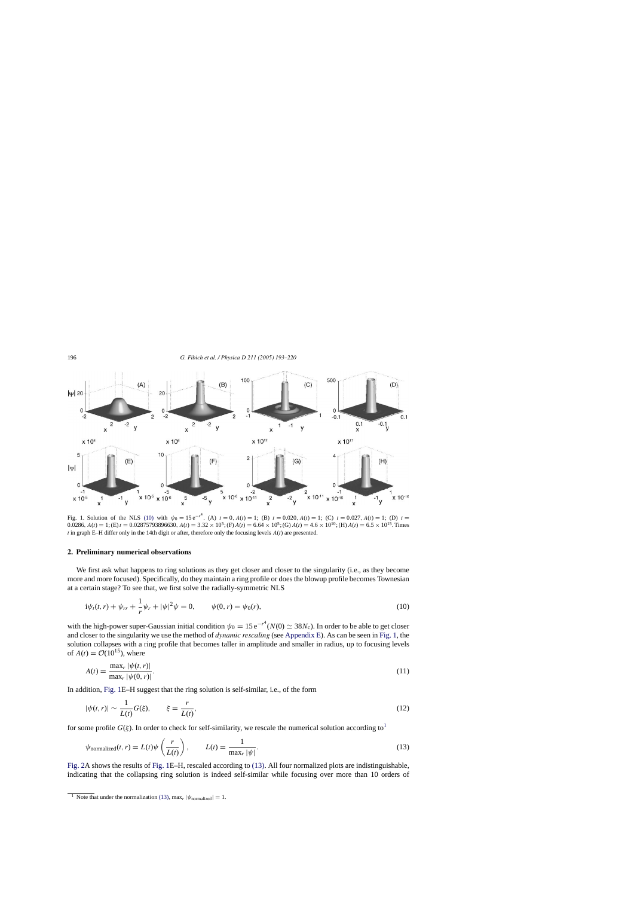Fig. 1. Solution of the NLS (10) with $\psi_0 = 15\,\mathrm{e}^{-r^4}$. (A) $t = 0$, $A(t) = 1$; (B) $t = 0.020$, $A(t) = 1$; (C) $t = 0.027$, $A(t) = 1$; (D) $t = 0.0286$, $A(t) = 1$; (E) $t = 0.02875793896630$, $A(t) = 3.32 \times 10^5$; (F) $A(t) = 6.64 \times 10^5$; (G) $A(t) = 4.6 \times 10^{10}$; (H) $A(t) = 6.5 \times 10^{15}$. Times $t$ in graph E–H differ only in the 14th digit or after, therefore only the focusing levels $A(t)$ are presented.

## 2. Preliminary numerical observations

We first ask what happens to ring solutions as they get closer and closer to the singularity (i.e., as they become more and more focused). Specifically, do they maintain a ring profile or does the blowup profile becomes Townesian at a certain stage? To see that, we first solve the radially-symmetric NLS

$$\mathrm{i}\psi_t(t,r) + \psi_{rr} + \frac{1}{r}\psi_r + |\psi|^2\psi = 0, \qquad \psi(0,r) = \psi_0(r), \tag{10}$$

with the high-power super-Gaussian initial condition $\psi_0 = 15\,\mathrm{e}^{-r^4}$ ($N(0) \simeq 38N_c$). In order to be able to get closer and closer to the singularity we use the method of *dynamic rescaling* (see Appendix E). As can be seen in Fig. 1, the solution collapses with a ring profile that becomes taller in amplitude and smaller in radius, up to focusing levels of $A(t) = \mathcal{O}(10^{15})$, where

$$A(t) = \frac{\max_r |\psi(t,r)|}{\max_r |\psi(0,r)|}. \tag{11}$$

In addition, Fig. 1E–H suggest that the ring solution is self-similar, i.e., of the form

$$|\psi(t,r)| \sim \frac{1}{L(t)} G(\xi), \qquad \xi = \frac{r}{L(t)}, \tag{12}$$

for some profile $G(\xi)$. In order to check for self-similarity, we rescale the numerical solution according to[1]

$$\psi_{\text{normalized}}(t,r) = L(t)\psi\left(\frac{r}{L(t)}\right), \qquad L(t) = \frac{1}{\max_r |\psi|}. \tag{13}$$

Fig. 2A shows the results of Fig. 1E–H, rescaled according to (13). All four normalized plots are indistinguishable, indicating that the collapsing ring solution is indeed self-similar while focusing over more than 10 orders of

[1] Note that under the normalization (13), $\max_r |\psi_{\text{normalized}}| = 1$.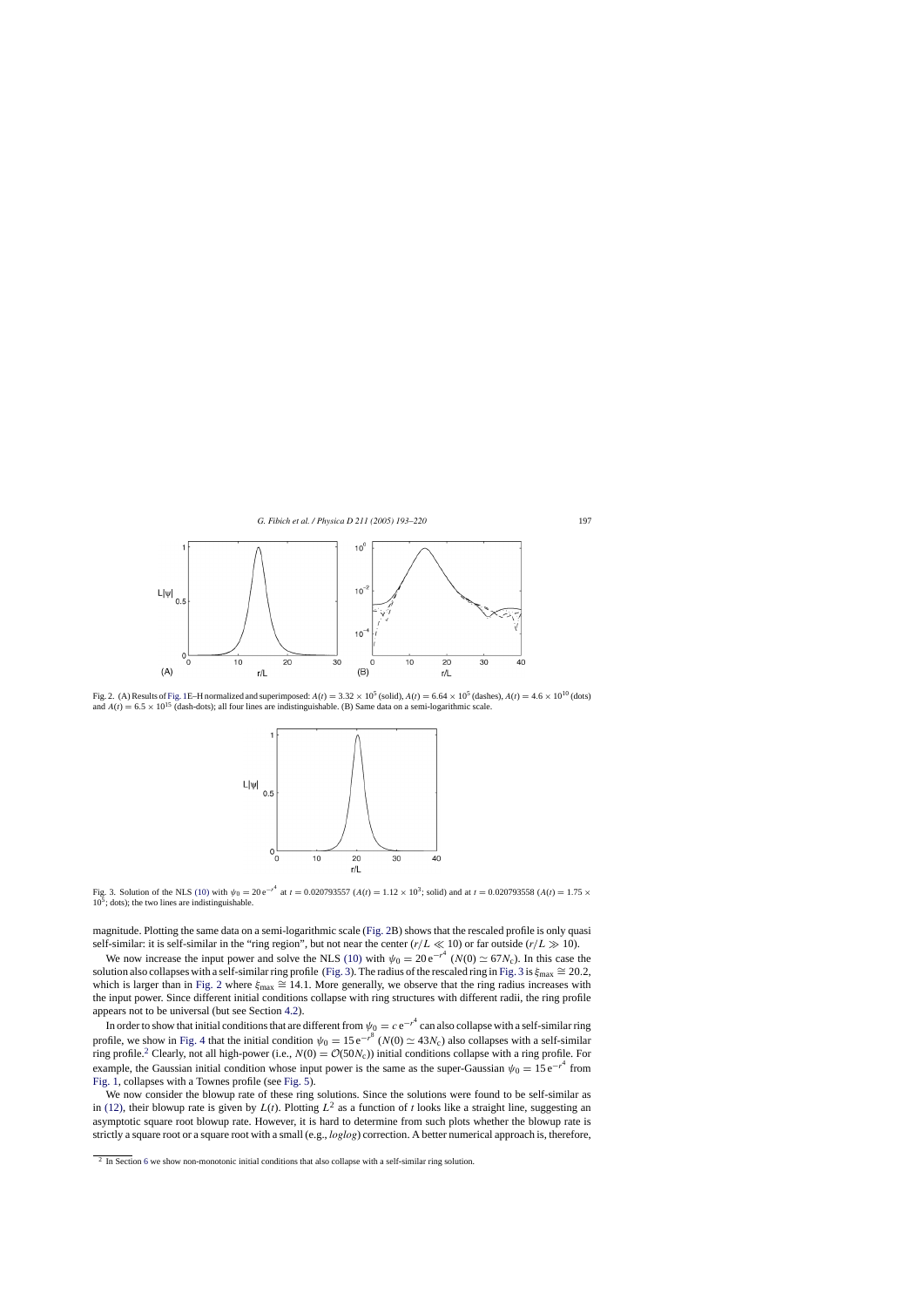Fig. 2. (A) Results of Fig. 1E–H normalized and superimposed: $A(t) = 3.32 \times 10^5$ (solid), $A(t) = 6.64 \times 10^5$ (dashes), $A(t) = 4.6 \times 10^{10}$ (dots) and $A(t) = 6.5 \times 10^{15}$ (dash-dots); all four lines are indistinguishable. (B) Same data on a semi-logarithmic scale.

Fig. 3. Solution of the NLS (10) with $\psi_0 = 20\,\mathrm{e}^{-r^4}$ at $t = 0.020793557$ ($A(t) = 1.12 \times 10^3$; solid) and at $t = 0.020793558$ ($A(t) = 1.75 \times 10^5$; dots); the two lines are indistinguishable.

magnitude. Plotting the same data on a semi-logarithmic scale (Fig. 2B) shows that the rescaled profile is only quasi self-similar: it is self-similar in the "ring region", but not near the center ($r/L \ll 10$) or far outside ($r/L \gg 10$).

We now increase the input power and solve the NLS (10) with $\psi_0 = 20\,\mathrm{e}^{-r^4}$ ($N(0) \simeq 67N_c$). In this case the solution also collapses with a self-similar ring profile (Fig. 3). The radius of the rescaled ring in Fig. 3 is $\xi_{\max} \cong 20.2$, which is larger than in Fig. 2 where $\xi_{\max} \cong 14.1$. More generally, we observe that the ring radius increases with the input power. Since different initial conditions collapse with ring structures with different radii, the ring profile appears not to be universal (but see Section 4.2).

In order to show that initial conditions that are different from $\psi_0 = c\,\mathrm{e}^{-r^4}$ can also collapse with a self-similar ring profile, we show in Fig. 4 that the initial condition $\psi_0 = 15\,\mathrm{e}^{-r^8}$ ($N(0) \simeq 43N_c$) also collapses with a self-similar ring profile.[2] Clearly, not all high-power (i.e., $N(0) = \mathcal{O}(50N_c)$) initial conditions collapse with a ring profile. For example, the Gaussian initial condition whose input power is the same as the super-Gaussian $\psi_0 = 15\,\mathrm{e}^{-r^4}$ from Fig. 1, collapses with a Townes profile (see Fig. 5).

We now consider the blowup rate of these ring solutions. Since the solutions were found to be self-similar as in (12), their blowup rate is given by $L(t)$. Plotting $L^2$ as a function of $t$ looks like a straight line, suggesting an asymptotic square root blowup rate. However, it is hard to determine from such plots whether the blowup rate is strictly a square root or a square root with a small (e.g., *loglog*) correction. A better numerical approach is, therefore,

[2] In Section 6 we show non-monotonic initial conditions that also collapse with a self-similar ring solution.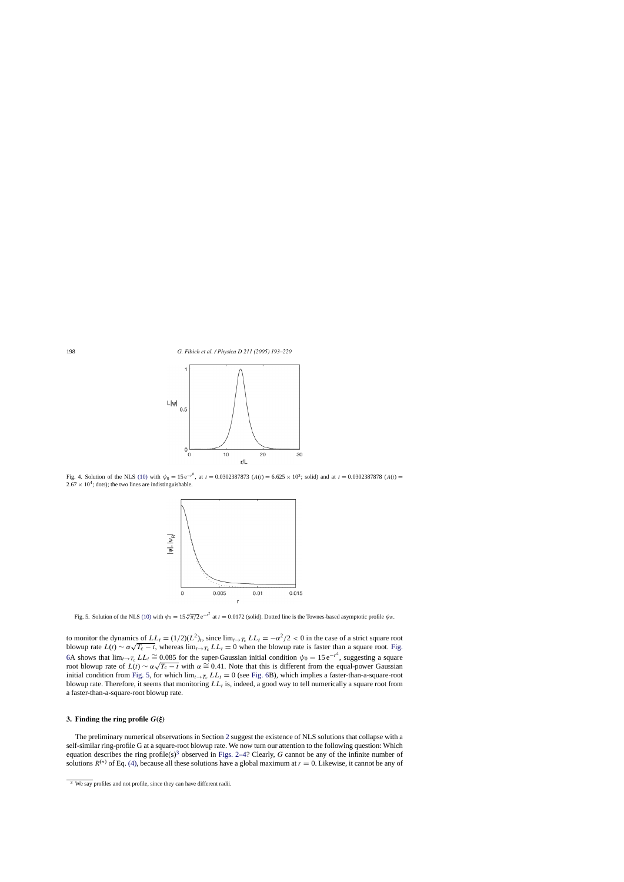Fig. 4. Solution of the NLS (10) with $\psi_0 = 15\,\mathrm{e}^{-r^8}$, at $t = 0.0302387873$ ($A(t) = 6.625 \times 10^3$; solid) and at $t = 0.0302387878$ ($A(t) = 2.67 \times 10^4$; dots); the two lines are indistinguishable.

Fig. 5. Solution of the NLS (10) with $\psi_0 = 15\sqrt[4]{\pi/2}\,\mathrm{e}^{-r^2}$ at $t = 0.0172$ (solid). Dotted line is the Townes-based asymptotic profile $\psi_R$.

to monitor the dynamics of $LL_t = (1/2)(L^2)_t$, since $\lim_{t\to T_c} LL_t = -\alpha^2/2 < 0$ in the case of a strict square root blowup rate $L(t) \sim \alpha\sqrt{T_c - t}$, whereas $\lim_{t\to T_c} LL_t = 0$ when the blowup rate is faster than a square root. Fig. 6A shows that $\lim_{t\to T_c} LL_t \cong 0.085$ for the super-Gaussian initial condition $\psi_0 = 15\,\mathrm{e}^{-r^4}$, suggesting a square root blowup rate of $L(t) \sim \alpha\sqrt{T_c - t}$ with $\alpha \cong 0.41$. Note that this is different from the equal-power Gaussian initial condition from Fig. 5, for which $\lim_{t\to T_c} LL_t = 0$ (see Fig. 6B), which implies a faster-than-a-square-root blowup rate. Therefore, it seems that monitoring $LL_t$ is, indeed, a good way to tell numerically a square root from a faster-than-a-square-root blowup rate.

## 3. Finding the ring profile $G(\xi)$

The preliminary numerical observations in Section 2 suggest the existence of NLS solutions that collapse with a self-similar ring-profile G at a square-root blowup rate. We now turn our attention to the following question: Which equation describes the ring profile(s)[3] observed in Figs. 2–4? Clearly, $G$ cannot be any of the infinite number of solutions $R^{(n)}$ of Eq. (4), because all these solutions have a global maximum at $r = 0$. Likewise, it cannot be any of

[3] We say profiles and not profile, since they can have different radii.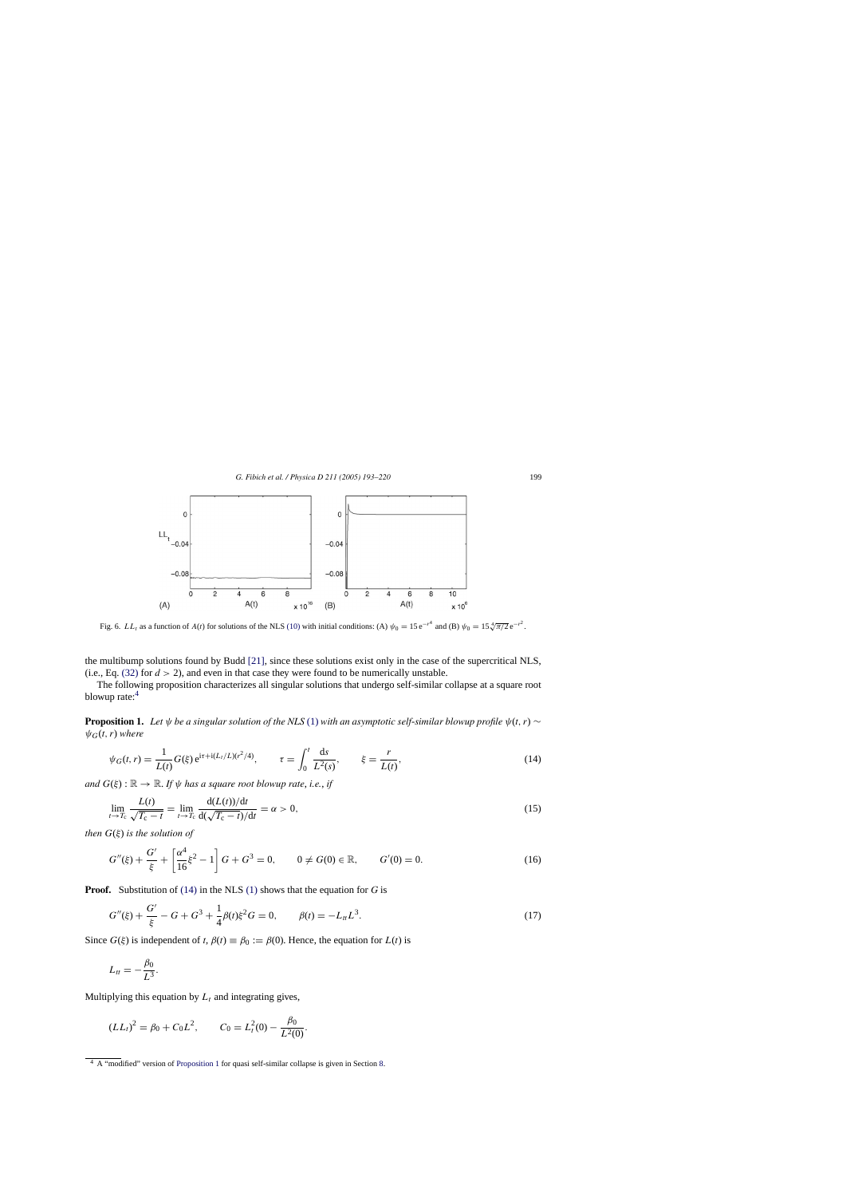Fig. 6. $LL_t$ as a function of $A(t)$ for solutions of the NLS (10) with initial conditions: (A) $\psi_0 = 15\,\mathrm{e}^{-r^4}$ and (B) $\psi_0 = 15\sqrt[4]{\pi/2}\,\mathrm{e}^{-r^2}$.

the multibump solutions found by Budd [21], since these solutions exist only in the case of the supercritical NLS, (i.e., Eq. (32) for $d > 2$), and even in that case they were found to be numerically unstable.

The following proposition characterizes all singular solutions that undergo self-similar collapse at a square root blowup rate:[4]

**Proposition 1.** *Let $\psi$ be a singular solution of the NLS (1) with an asymptotic self-similar blowup profile $\psi(t, r) \sim \psi_G(t, r)$ where*

$$\psi_G(t, r) = \frac{1}{L(t)} G(\xi)\,\mathrm{e}^{\mathrm{i}\tau + \mathrm{i}(L_t/L)(r^2/4)}, \qquad \tau = \int_0^t \frac{\mathrm{d}s}{L^2(s)}, \qquad \xi = \frac{r}{L(t)}, \tag{14}$$

*and $G(\xi) : \mathbb{R} \to \mathbb{R}$. If $\psi$ has a square root blowup rate, i.e., if*

$$\lim_{t \to T_c} \frac{L(t)}{\sqrt{T_c - t}} = \lim_{t \to T_c} \frac{\mathrm{d}(L(t))/\mathrm{d}t}{\mathrm{d}(\sqrt{T_c - t})/\mathrm{d}t} = \alpha > 0, \tag{15}$$

*then $G(\xi)$ is the solution of*

$$G''(\xi) + \frac{G'}{\xi} + \left[\frac{\alpha^4}{16}\xi^2 - 1\right] G + G^3 = 0, \qquad 0 \neq G(0) \in \mathbb{R}, \qquad G'(0) = 0. \tag{16}$$

**Proof.** Substitution of (14) in the NLS (1) shows that the equation for $G$ is

$$G''(\xi) + \frac{G'}{\xi} - G + G^3 + \frac{1}{4}\beta(t)\xi^2 G = 0, \qquad \beta(t) = -L_{tt}L^3. \tag{17}$$

Since $G(\xi)$ is independent of $t$, $\beta(t) \equiv \beta_0 := \beta(0)$. Hence, the equation for $L(t)$ is

$$L_{tt} = -\frac{\beta_0}{L^3}.$$

Multiplying this equation by $L_t$ and integrating gives,

$$(LL_t)^2 = \beta_0 + C_0 L^2, \qquad C_0 = L_t^2(0) - \frac{\beta_0}{L^2(0)}.$$

[4] A "modified" version of Proposition 1 for quasi self-similar collapse is given in Section 8.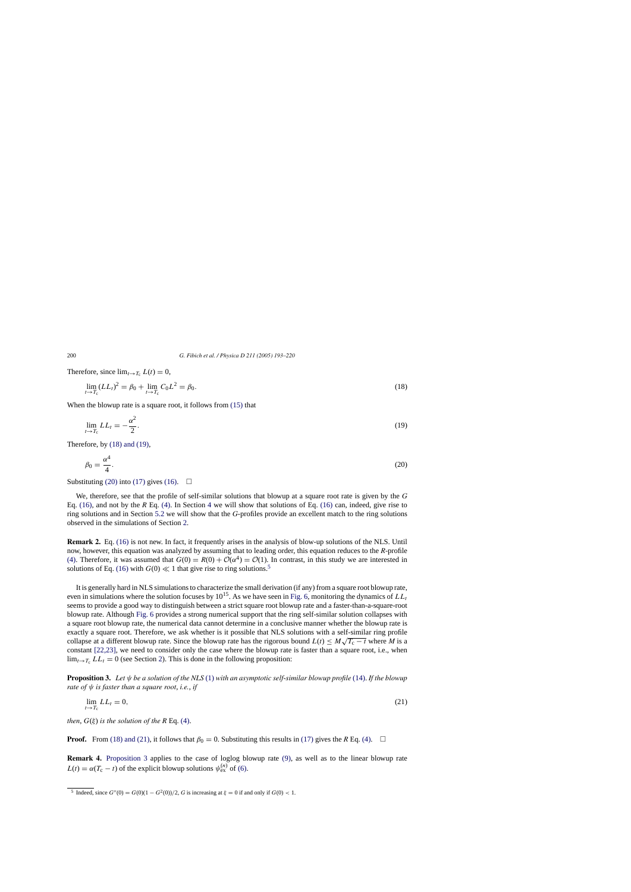Therefore, since $\lim_{t \to T_c} L(t) = 0$,

$$\lim_{t \to T_c} (LL_t)^2 = \beta_0 + \lim_{t \to T_c} C_0 L^2 = \beta_0. \tag{18}$$

When the blowup rate is a square root, it follows from (15) that

$$\lim_{t \to T_c} LL_t = -\frac{\alpha^2}{2}. \tag{19}$$

Therefore, by (18) and (19),

$$\beta_0 = \frac{\alpha^4}{4}. \tag{20}$$

Substituting (20) into (17) gives (16). $\square$

We, therefore, see that the profile of self-similar solutions that blowup at a square root rate is given by the $G$ Eq. (16), and not by the $R$ Eq. (4). In Section 4 we will show that solutions of Eq. (16) can, indeed, give rise to ring solutions and in Section 5.2 we will show that the $G$-profiles provide an excellent match to the ring solutions observed in the simulations of Section 2.

**Remark 2.** Eq. (16) is not new. In fact, it frequently arises in the analysis of blow-up solutions of the NLS. Until now, however, this equation was analyzed by assuming that to leading order, this equation reduces to the $R$-profile (4). Therefore, it was assumed that $G(0) = R(0) + \mathcal{O}(\alpha^4) = \mathcal{O}(1)$. In contrast, in this study we are interested in solutions of Eq. (16) with $G(0) \ll 1$ that give rise to ring solutions.[5]

It is generally hard in NLS simulations to characterize the small derivation (if any) from a square root blowup rate, even in simulations where the solution focuses by $10^{15}$. As we have seen in Fig. 6, monitoring the dynamics of $LL_t$ seems to provide a good way to distinguish between a strict square root blowup rate and a faster-than-a-square-root blowup rate. Although Fig. 6 provides a strong numerical support that the ring self-similar solution collapses with a square root blowup rate, the numerical data cannot determine in a conclusive manner whether the blowup rate is exactly a square root. Therefore, we ask whether is it possible that NLS solutions with a self-similar ring profile collapse at a different blowup rate. Since the blowup rate has the rigorous bound $L(t) \leq M\sqrt{T_c - t}$ where $M$ is a constant [22,23], we need to consider only the case where the blowup rate is faster than a square root, i.e., when $\lim_{t \to T_c} LL_t = 0$ (see Section 2). This is done in the following proposition:

**Proposition 3.** *Let $\psi$ be a solution of the NLS (1) with an asymptotic self-similar blowup profile (14). If the blowup rate of $\psi$ is faster than a square root, i.e., if*

$$\lim_{t \to T_c} LL_t = 0, \tag{21}$$

*then, $G(\xi)$ is the solution of the $R$ Eq. (4).*

**Proof.** From (18) and (21), it follows that $\beta_0 = 0$. Substituting this results in (17) gives the $R$ Eq. (4). $\square$

**Remark 4.** Proposition 3 applies to the case of loglog blowup rate (9), as well as to the linear blowup rate $L(t) = \alpha(T_c - t)$ of the explicit blowup solutions $\psi_{ex}^{(n)}$ of (6).

---

[5] Indeed, since $G''(0) = G(0)(1 - G^2(0))/2$, $G$ is increasing at $\xi = 0$ if and only if $G(0) < 1$.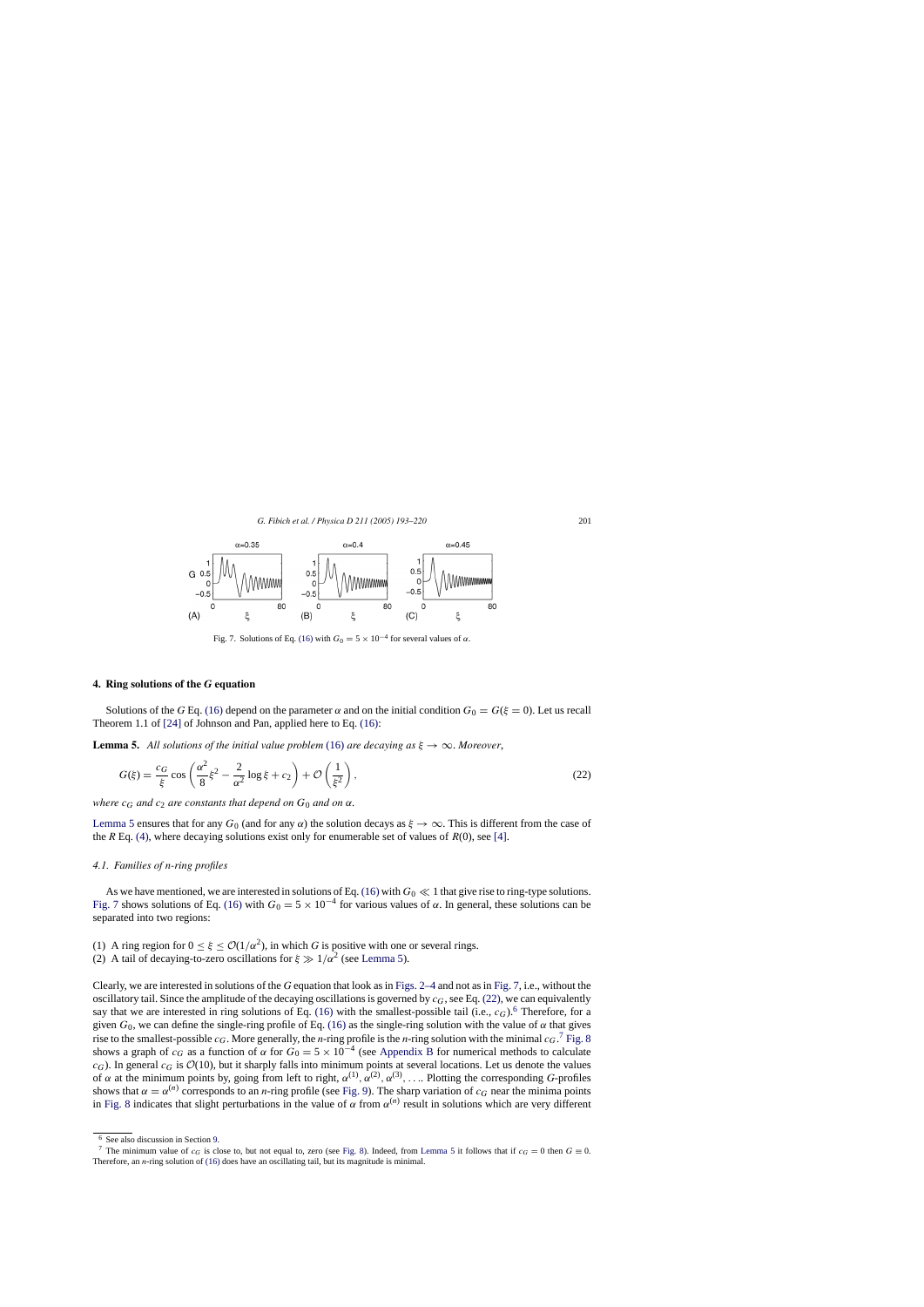Fig. 7. Solutions of Eq. (16) with $G_0 = 5 \times 10^{-4}$ for several values of $\alpha$.

## 4. Ring solutions of the $G$ equation

Solutions of the $G$ Eq. (16) depend on the parameter $\alpha$ and on the initial condition $G_0 = G(\xi = 0)$. Let us recall Theorem 1.1 of [24] of Johnson and Pan, applied here to Eq. (16):

**Lemma 5.** *All solutions of the initial value problem* (16) *are decaying as* $\xi \to \infty$. *Moreover,*

$$G(\xi) = \frac{c_G}{\xi} \cos\left(\frac{\alpha^2}{8}\xi^2 - \frac{2}{\alpha^2}\log\xi + c_2\right) + \mathcal{O}\left(\frac{1}{\xi^2}\right), \tag{22}$$

*where* $c_G$ *and* $c_2$ *are constants that depend on* $G_0$ *and on* $\alpha$.

Lemma 5 ensures that for any $G_0$ (and for any $\alpha$) the solution decays as $\xi \to \infty$. This is different from the case of the $R$ Eq. (4), where decaying solutions exist only for enumerable set of values of $R(0)$, see [4].

### 4.1. Families of $n$-ring profiles

As we have mentioned, we are interested in solutions of Eq. (16) with $G_0 \ll 1$ that give rise to ring-type solutions. Fig. 7 shows solutions of Eq. (16) with $G_0 = 5 \times 10^{-4}$ for various values of $\alpha$. In general, these solutions can be separated into two regions:

(1) A ring region for $0 \le \xi \le \mathcal{O}(1/\alpha^2)$, in which $G$ is positive with one or several rings.
(2) A tail of decaying-to-zero oscillations for $\xi \gg 1/\alpha^2$ (see Lemma 5).

Clearly, we are interested in solutions of the $G$ equation that look as in Figs. 2–4 and not as in Fig. 7, i.e., without the oscillatory tail. Since the amplitude of the decaying oscillations is governed by $c_G$, see Eq. (22), we can equivalently say that we are interested in ring solutions of Eq. (16) with the smallest-possible tail (i.e., $c_G$).[6] Therefore, for a given $G_0$, we can define the single-ring profile of Eq. (16) as the single-ring solution with the value of $\alpha$ that gives rise to the smallest-possible $c_G$. More generally, the $n$-ring profile is the $n$-ring solution with the minimal $c_G$.[7] Fig. 8 shows a graph of $c_G$ as a function of $\alpha$ for $G_0 = 5 \times 10^{-4}$ (see Appendix B for numerical methods to calculate $c_G$). In general $c_G$ is $\mathcal{O}(10)$, but it sharply falls into minimum points at several locations. Let us denote the values of $\alpha$ at the minimum points by, going from left to right, $\alpha^{(1)}, \alpha^{(2)}, \alpha^{(3)}, \ldots$. Plotting the corresponding $G$-profiles shows that $\alpha = \alpha^{(n)}$ corresponds to an $n$-ring profile (see Fig. 9). The sharp variation of $c_G$ near the minima points in Fig. 8 indicates that slight perturbations in the value of $\alpha$ from $\alpha^{(n)}$ result in solutions which are very different

[6] See also discussion in Section 9.

[7] The minimum value of $c_G$ is close to, but not equal to, zero (see Fig. 8). Indeed, from Lemma 5 it follows that if $c_G = 0$ then $G \equiv 0$. Therefore, an $n$-ring solution of (16) does have an oscillating tail, but its magnitude is minimal.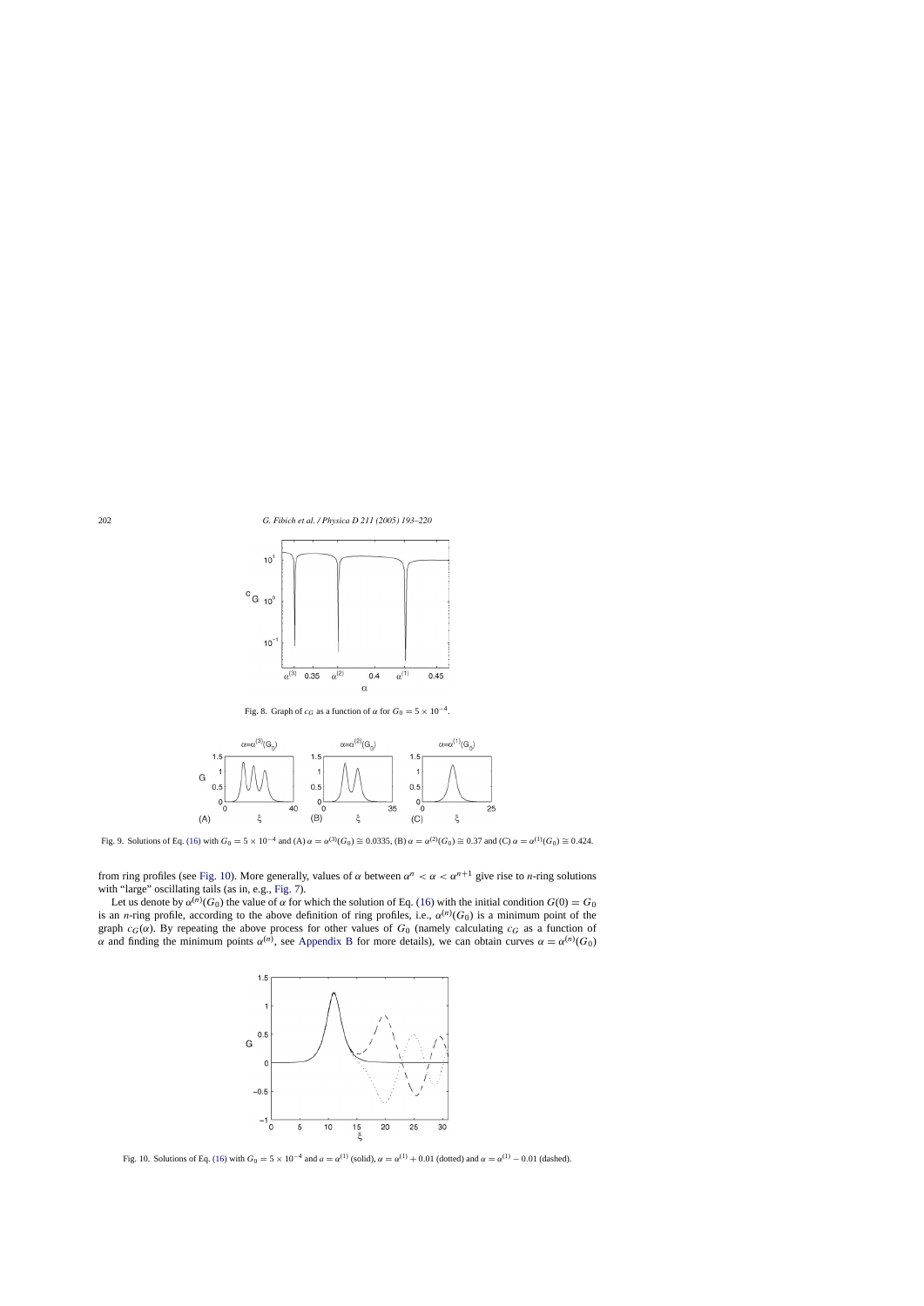Fig. 8. Graph of $c_G$ as a function of $\alpha$ for $G_0 = 5 \times 10^{-4}$.

Fig. 9. Solutions of Eq. (16) with $G_0 = 5 \times 10^{-4}$ and (A) $\alpha = \alpha^{(3)}(G_0) \cong 0.0335$, (B) $\alpha = \alpha^{(2)}(G_0) \cong 0.37$ and (C) $\alpha = \alpha^{(1)}(G_0) \cong 0.424$.

from ring profiles (see Fig. 10). More generally, values of $\alpha$ between $\alpha^n < \alpha < \alpha^{n+1}$ give rise to $n$-ring solutions with "large" oscillating tails (as in, e.g., Fig. 7).

Let us denote by $\alpha^{(n)}(G_0)$ the value of $\alpha$ for which the solution of Eq. (16) with the initial condition $G(0) = G_0$ is an $n$-ring profile, according to the above definition of ring profiles, i.e., $\alpha^{(n)}(G_0)$ is a minimum point of the graph $c_G(\alpha)$. By repeating the above process for other values of $G_0$ (namely calculating $c_G$ as a function of $\alpha$ and finding the minimum points $\alpha^{(n)}$, see Appendix B for more details), we can obtain curves $\alpha = \alpha^{(n)}(G_0)$

Fig. 10. Solutions of Eq. (16) with $G_0 = 5 \times 10^{-4}$ and $a = \alpha^{(1)}$ (solid), $\alpha = \alpha^{(1)} + 0.01$ (dotted) and $\alpha = \alpha^{(1)} - 0.01$ (dashed).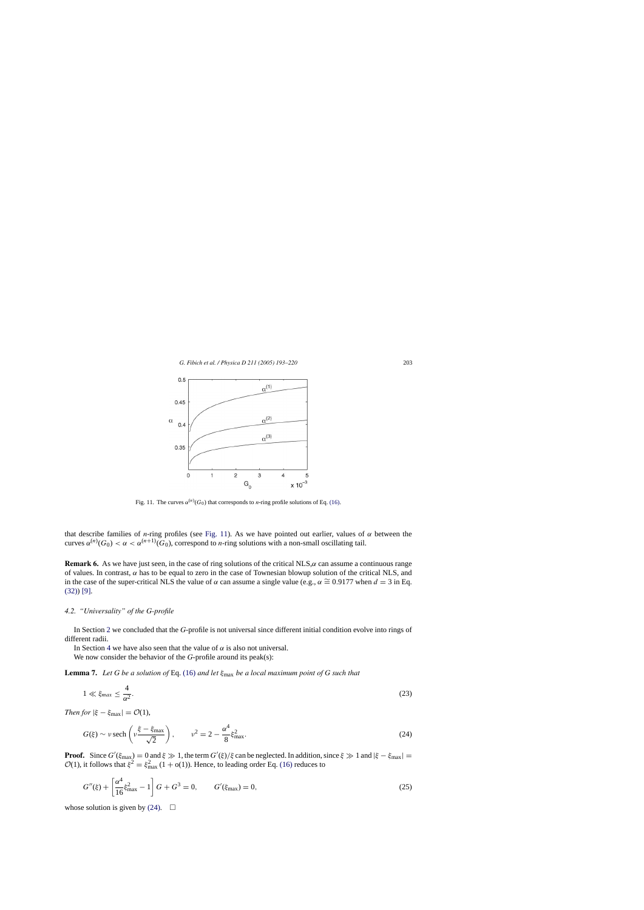Fig. 11. The curves $\alpha^{(n)}(G_0)$ that corresponds to $n$-ring profile solutions of Eq. (16).

that describe families of $n$-ring profiles (see Fig. 11). As we have pointed out earlier, values of $\alpha$ between the curves $\alpha^{(n)}(G_0) < \alpha < \alpha^{(n+1)}(G_0)$, correspond to $n$-ring solutions with a non-small oscillating tail.

**Remark 6.** As we have just seen, in the case of ring solutions of the critical NLS, $\alpha$ can assume a continuous range of values. In contrast, $\alpha$ has to be equal to zero in the case of Townesian blowup solution of the critical NLS, and in the case of the super-critical NLS the value of $\alpha$ can assume a single value (e.g., $\alpha \cong 0.9177$ when $d = 3$ in Eq. (32)) [9].

### 4.2. "Universality" of the G-profile

In Section 2 we concluded that the $G$-profile is not universal since different initial condition evolve into rings of different radii.

In Section 4 we have also seen that the value of $\alpha$ is also not universal.

We now consider the behavior of the $G$-profile around its peak(s):

**Lemma 7.** *Let $G$ be a solution of* Eq. (16) *and let $\xi_{\max}$ be a local maximum point of $G$ such that*

$$1 \ll \xi_{max} \leq \frac{4}{\alpha^2}. \tag{23}$$

*Then for* $|\xi - \xi_{\max}| = \mathcal{O}(1)$,

$$G(\xi) \sim \nu \operatorname{sech}\left(\nu \frac{\xi - \xi_{\max}}{\sqrt{2}}\right), \qquad \nu^2 = 2 - \frac{\alpha^4}{8}\xi_{\max}^2. \tag{24}$$

**Proof.** Since $G'(\xi_{\max}) = 0$ and $\xi \gg 1$, the term $G'(\xi)/\xi$ can be neglected. In addition, since $\xi \gg 1$ and $|\xi - \xi_{\max}| = \mathcal{O}(1)$, it follows that $\xi^2 = \xi_{\max}^2 (1 + o(1))$. Hence, to leading order Eq. (16) reduces to

$$G''(\xi) + \left[\frac{\alpha^4}{16}\xi_{\max}^2 - 1\right] G + G^3 = 0, \qquad G'(\xi_{\max}) = 0, \tag{25}$$

whose solution is given by (24). $\square$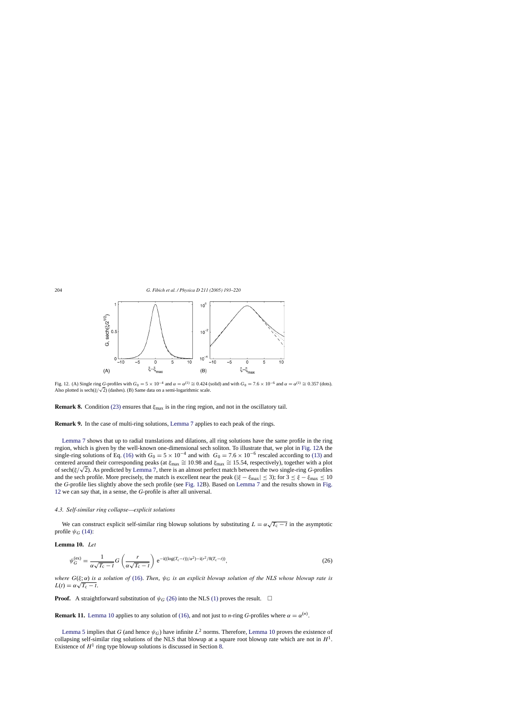Fig. 12. (A) Single ring $G$-profiles with $G_0 = 5 \times 10^{-4}$ and $\alpha = \alpha^{(1)} \cong 0.424$ (solid) and with $G_0 = 7.6 \times 10^{-6}$ and $\alpha = \alpha^{(1)} \cong 0.357$ (dots). Also plotted is $\text{sech}(\xi/\sqrt{2})$ (dashes). (B) Same data on a semi-logarithmic scale.

**Remark 8.** Condition (23) ensures that $\xi_{\max}$ is in the ring region, and not in the oscillatory tail.

**Remark 9.** In the case of multi-ring solutions, Lemma 7 applies to each peak of the rings.

Lemma 7 shows that up to radial translations and dilations, all ring solutions have the same profile in the ring region, which is given by the well-known one-dimensional sech soliton. To illustrate that, we plot in Fig. 12A the single-ring solutions of Eq. (16) with $G_0 = 5 \times 10^{-4}$ and with $G_0 = 7.6 \times 10^{-6}$ rescaled according to (13) and centered around their corresponding peaks (at $\xi_{\max} \cong 10.98$ and $\xi_{\max} \cong 15.54$, respectively), together with a plot of $\text{sech}(\xi/\sqrt{2})$. As predicted by Lemma 7, there is an almost perfect match between the two single-ring $G$-profiles and the sech profile. More precisely, the match is excellent near the peak ($|\xi - \xi_{\max}| \leq 3$); for $3 \leq \xi - \xi_{\max} \leq 10$ the $G$-profile lies slightly above the sech profile (see Fig. 12B). Based on Lemma 7 and the results shown in Fig. 12 we can say that, in a sense, the $G$-profile is after all universal.

#### 4.3. Self-similar ring collapse—explicit solutions

We can construct explicit self-similar ring blowup solutions by substituting $L = \alpha\sqrt{T_c - t}$ in the asymptotic profile $\psi_G$ (14):

**Lemma 10.** *Let*

$$\psi_G^{(\text{ex})} = \frac{1}{\alpha\sqrt{T_c - t}} G\left(\frac{r}{\alpha\sqrt{T_c - t}}\right) e^{-i((\log(T_c - t))/\alpha^2) - i(r^2/8(T_c - t))}, \tag{26}$$

*where $G(\xi; \alpha)$ is a solution of (16). Then, $\psi_G$ is an explicit blowup solution of the NLS whose blowup rate is $L(t) = \alpha\sqrt{T_c - t}$.*

**Proof.** A straightforward substitution of $\psi_G$ (26) into the NLS (1) proves the result. $\square$

**Remark 11.** Lemma 10 applies to any solution of (16), and not just to $n$-ring $G$-profiles where $\alpha = \alpha^{(n)}$.

Lemma 5 implies that $G$ (and hence $\psi_G$) have infinite $L^2$ norms. Therefore, Lemma 10 proves the existence of collapsing self-similar ring solutions of the NLS that blowup at a square root blowup rate which are not in $H^1$. Existence of $H^1$ ring type blowup solutions is discussed in Section 8.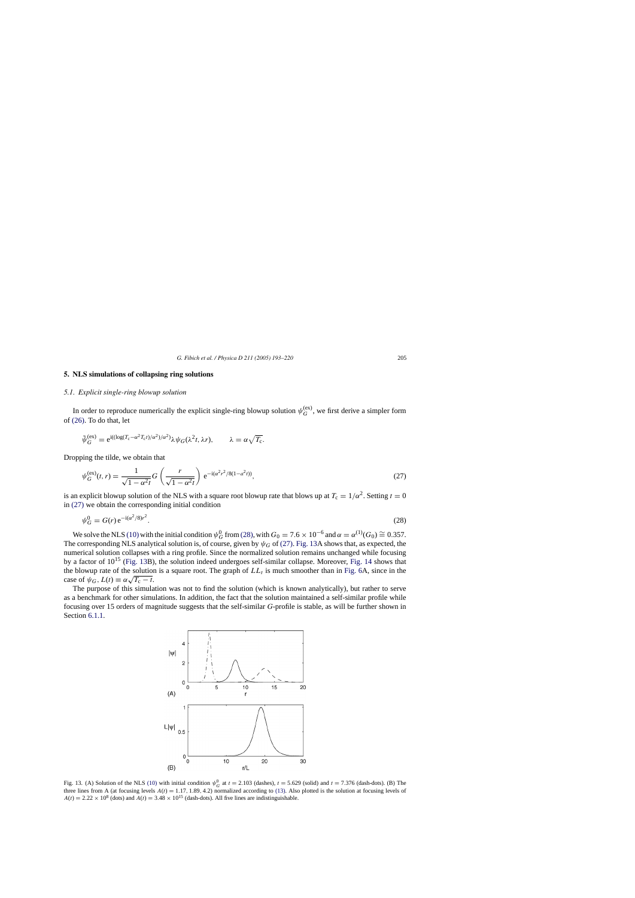## 5. NLS simulations of collapsing ring solutions

### 5.1. Explicit single-ring blowup solution

In order to reproduce numerically the explicit single-ring blowup solution $\psi_G^{(\mathrm{ex})}$, we first derive a simpler form of (26). To do that, let

$$\tilde{\psi}_G^{(\mathrm{ex})} = \mathrm{e}^{\mathrm{i}((\log(T_c - \alpha^2 T_c t)/\alpha^2)}\lambda \psi_G(\lambda^2 t, \lambda r), \qquad \lambda = \alpha\sqrt{T_c}.$$

Dropping the tilde, we obtain that

$$\psi_G^{(\mathrm{ex})}(t,r) = \frac{1}{\sqrt{1-\alpha^2 t}} G\left(\frac{r}{\sqrt{1-\alpha^2 t}}\right) \mathrm{e}^{-\mathrm{i}(\alpha^2 r^2/8(1-\alpha^2 t))}, \tag{27}$$

is an explicit blowup solution of the NLS with a square root blowup rate that blows up at $T_c = 1/\alpha^2$. Setting $t = 0$ in (27) we obtain the corresponding initial condition

$$\psi_G^0 = G(r)\,\mathrm{e}^{-\mathrm{i}(\alpha^2/8)r^2}. \tag{28}$$

We solve the NLS (10) with the initial condition $\psi_G^0$ from (28), with $G_0 = 7.6 \times 10^{-6}$ and $\alpha = \alpha^{(1)}(G_0) \cong 0.357$. The corresponding NLS analytical solution is, of course, given by $\psi_G$ of (27). Fig. 13A shows that, as expected, the numerical solution collapses with a ring profile. Since the normalized solution remains unchanged while focusing by a factor of $10^{15}$ (Fig. 13B), the solution indeed undergoes self-similar collapse. Moreover, Fig. 14 shows that the blowup rate of the solution is a square root. The graph of $LL_t$ is much smoother than in Fig. 6A, since in the case of $\psi_G$, $L(t) \equiv \alpha\sqrt{T_c - t}$.

The purpose of this simulation was not to find the solution (which is known analytically), but rather to serve as a benchmark for other simulations. In addition, the fact that the solution maintained a self-similar profile while focusing over 15 orders of magnitude suggests that the self-similar $G$-profile is stable, as will be further shown in Section 6.1.1.

Fig. 13. (A) Solution of the NLS (10) with initial condition $\psi_G^0$ at $t = 2.103$ (dashes), $t = 5.629$ (solid) and $t = 7.376$ (dash-dots). (B) The three lines from A (at focusing levels $A(t) = 1.17, 1.89, 4.2$) normalized according to (13). Also plotted is the solution at focusing levels of $A(t) = 2.22 \times 10^8$ (dots) and $A(t) = 3.48 \times 10^{15}$ (dash-dots). All five lines are indistinguishable.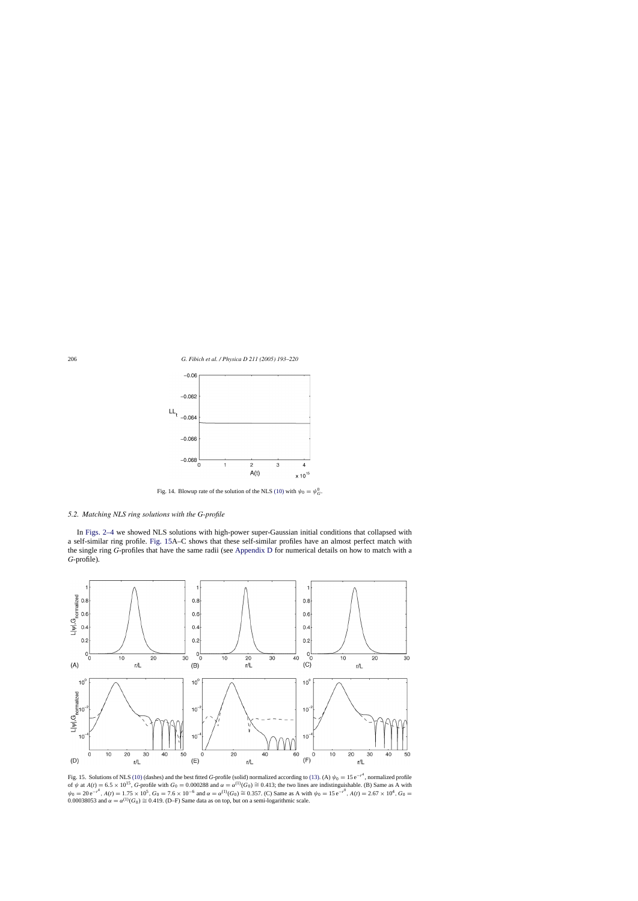Fig. 14. Blowup rate of the solution of the NLS (10) with $\psi_0 = \psi_G^0$.

### 5.2. Matching NLS ring solutions with the *G*-profile

In Figs. 2–4 we showed NLS solutions with high-power super-Gaussian initial conditions that collapsed with a self-similar ring profile. Fig. 15A–C shows that these self-similar profiles have an almost perfect match with the single ring *G*-profiles that have the same radii (see Appendix D for numerical details on how to match with a *G*-profile).

Fig. 15. Solutions of NLS (10) (dashes) and the best fitted *G*-profile (solid) normalized according to (13). (A) $\psi_0 = 15\,\mathrm{e}^{-r^4}$, normalized profile of $\psi$ at $A(t) = 6.5 \times 10^{15}$, *G*-profile with $G_0 = 0.000288$ and $\alpha = \alpha^{(1)}(G_0) \cong 0.413$; the two lines are indistinguishable. (B) Same as A with $\psi_0 = 20\,\mathrm{e}^{-r^4}$. $A(t) = 1.75 \times 10^5$, $G_0 = 7.6 \times 10^{-6}$ and $\alpha = \alpha^{(1)}(G_0) \cong 0.357$. (C) Same as A with $\psi_0 = 15\,\mathrm{e}^{-r^8}$. $A(t) = 2.67 \times 10^4$, $G_0 = 0.00038053$ and $\alpha = \alpha^{(1)}(G_0) \cong 0.419$. (D–F) Same data as on top, but on a semi-logarithmic scale.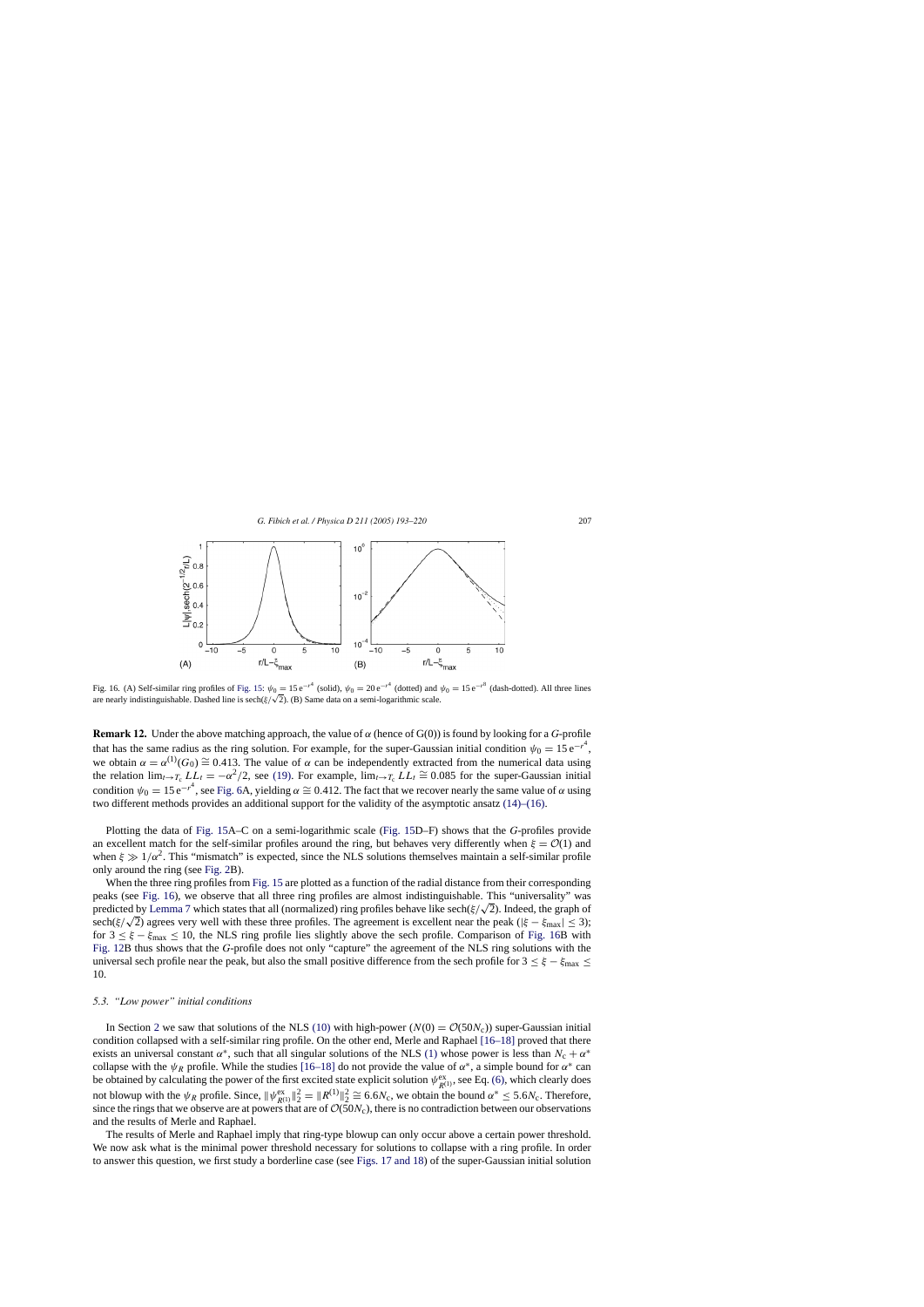Fig. 16. (A) Self-similar ring profiles of Fig. 15: $\psi_0 = 15\,\mathrm{e}^{-r^4}$ (solid), $\psi_0 = 20\,\mathrm{e}^{-r^4}$ (dotted) and $\psi_0 = 15\,\mathrm{e}^{-r^8}$ (dash-dotted). All three lines are nearly indistinguishable. Dashed line is $\mathrm{sech}(\xi/\sqrt{2})$. (B) Same data on a semi-logarithmic scale.

**Remark 12.** Under the above matching approach, the value of $\alpha$ (hence of G(0)) is found by looking for a $G$-profile that has the same radius as the ring solution. For example, for the super-Gaussian initial condition $\psi_0 = 15\,\mathrm{e}^{-r^4}$, we obtain $\alpha = \alpha^{(1)}(G_0) \cong 0.413$. The value of $\alpha$ can be independently extracted from the numerical data using the relation $\lim_{t\to T_c} LL_t = -\alpha^2/2$, see (19). For example, $\lim_{t\to T_c} LL_t \cong 0.085$ for the super-Gaussian initial condition $\psi_0 = 15\,\mathrm{e}^{-r^4}$, see Fig. 6A, yielding $\alpha \cong 0.412$. The fact that we recover nearly the same value of $\alpha$ using two different methods provides an additional support for the validity of the asymptotic ansatz (14)–(16).

Plotting the data of Fig. 15A–C on a semi-logarithmic scale (Fig. 15D–F) shows that the $G$-profiles provide an excellent match for the self-similar profiles around the ring, but behaves very differently when $\xi = \mathcal{O}(1)$ and when $\xi \gg 1/\alpha^2$. This "mismatch" is expected, since the NLS solutions themselves maintain a self-similar profile only around the ring (see Fig. 2B).

When the three ring profiles from Fig. 15 are plotted as a function of the radial distance from their corresponding peaks (see Fig. 16), we observe that all three ring profiles are almost indistinguishable. This "universality" was predicted by Lemma 7 which states that all (normalized) ring profiles behave like $\mathrm{sech}(\xi/\sqrt{2})$. Indeed, the graph of $\mathrm{sech}(\xi/\sqrt{2})$ agrees very well with these three profiles. The agreement is excellent near the peak ($|\xi - \xi_{\max}| \leq 3$); for $3 \leq \xi - \xi_{\max} \leq 10$, the NLS ring profile lies slightly above the sech profile. Comparison of Fig. 16B with Fig. 12B thus shows that the $G$-profile does not only "capture" the agreement of the NLS ring solutions with the universal sech profile near the peak, but also the small positive difference from the sech profile for $3 \leq \xi - \xi_{\max} \leq 10$.

### 5.3. "Low power" initial conditions

In Section 2 we saw that solutions of the NLS (10) with high-power ($N(0) = \mathcal{O}(50N_c)$) super-Gaussian initial condition collapsed with a self-similar ring profile. On the other end, Merle and Raphael [16–18] proved that there exists an universal constant $\alpha^*$, such that all singular solutions of the NLS (1) whose power is less than $N_c + \alpha^*$ collapse with the $\psi_R$ profile. While the studies [16–18] do not provide the value of $\alpha^*$, a simple bound for $\alpha^*$ can be obtained by calculating the power of the first excited state explicit solution $\psi^{\mathrm{ex}}_{R^{(1)}}$, see Eq. (6), which clearly does not blowup with the $\psi_R$ profile. Since, $\|\psi^{\mathrm{ex}}_{R^{(1)}}\|_2^2 = \|R^{(1)}\|_2^2 \cong 6.6N_c$, we obtain the bound $\alpha^* \leq 5.6N_c$. Therefore, since the rings that we observe are at powers that are of $\mathcal{O}(50N_c)$, there is no contradiction between our observations and the results of Merle and Raphael.

The results of Merle and Raphael imply that ring-type blowup can only occur above a certain power threshold. We now ask what is the minimal power threshold necessary for solutions to collapse with a ring profile. In order to answer this question, we first study a borderline case (see Figs. 17 and 18) of the super-Gaussian initial solution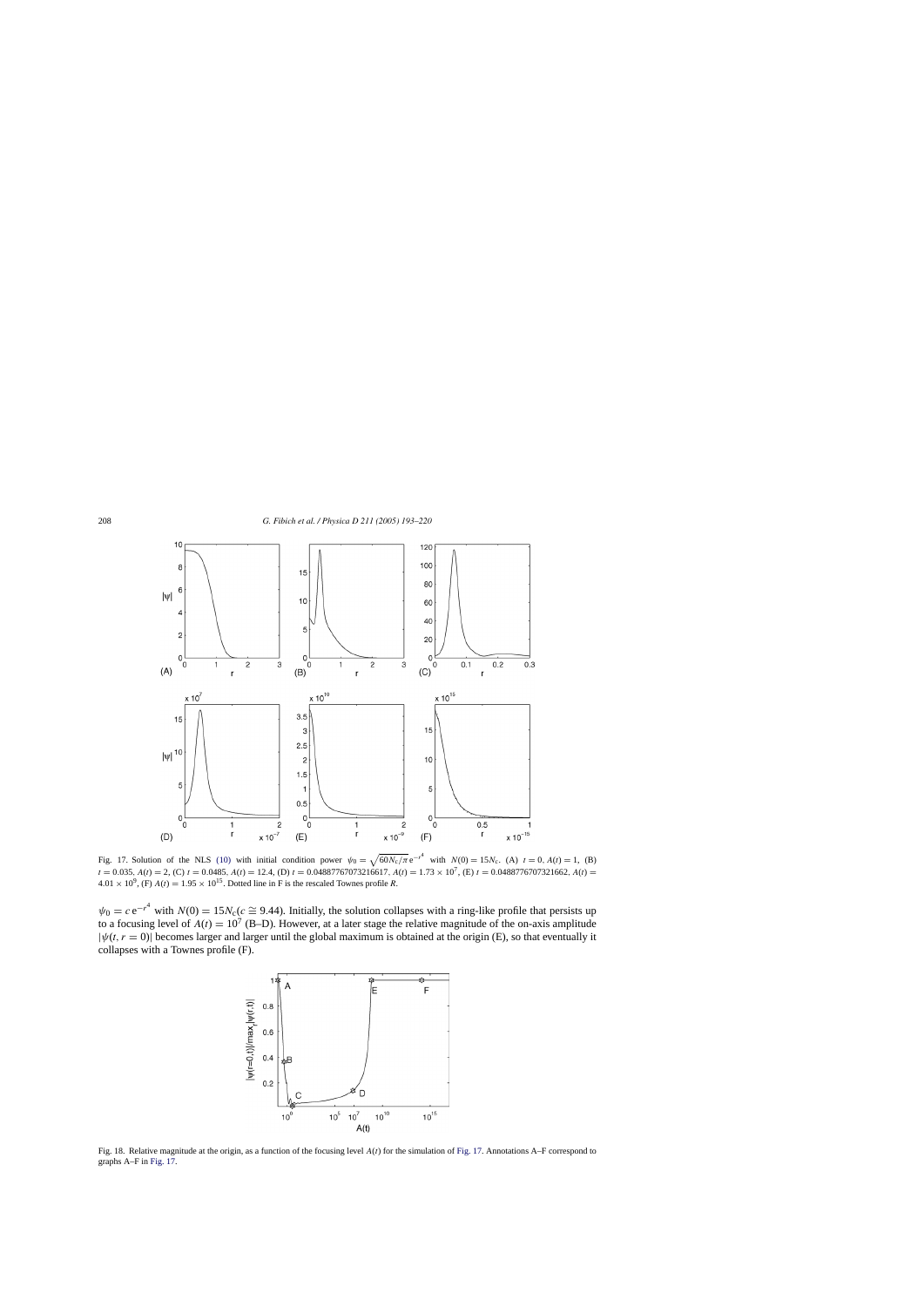Fig. 17. Solution of the NLS (10) with initial condition power $\psi_0 = \sqrt{60N_c/\pi}\,e^{-r^4}$ with $N(0) = 15N_c$. (A) $t = 0$, $A(t) = 1$, (B) $t = 0.035$, $A(t) = 2$, (C) $t = 0.0485$, $A(t) = 12.4$, (D) $t = 0.04887767073216617$, $A(t) = 1.73 \times 10^7$, (E) $t = 0.0488776707321662$, $A(t) = 4.01 \times 10^9$, (F) $A(t) = 1.95 \times 10^{15}$. Dotted line in F is the rescaled Townes profile $R$.

$\psi_0 = c\,e^{-r^4}$ with $N(0) = 15N_c (c \cong 9.44)$. Initially, the solution collapses with a ring-like profile that persists up to a focusing level of $A(t) = 10^7$ (B–D). However, at a later stage the relative magnitude of the on-axis amplitude $|\psi(t, r = 0)|$ becomes larger and larger until the global maximum is obtained at the origin (E), so that eventually it collapses with a Townes profile (F).

Fig. 18. Relative magnitude at the origin, as a function of the focusing level $A(t)$ for the simulation of Fig. 17. Annotations A–F correspond to graphs A–F in Fig. 17.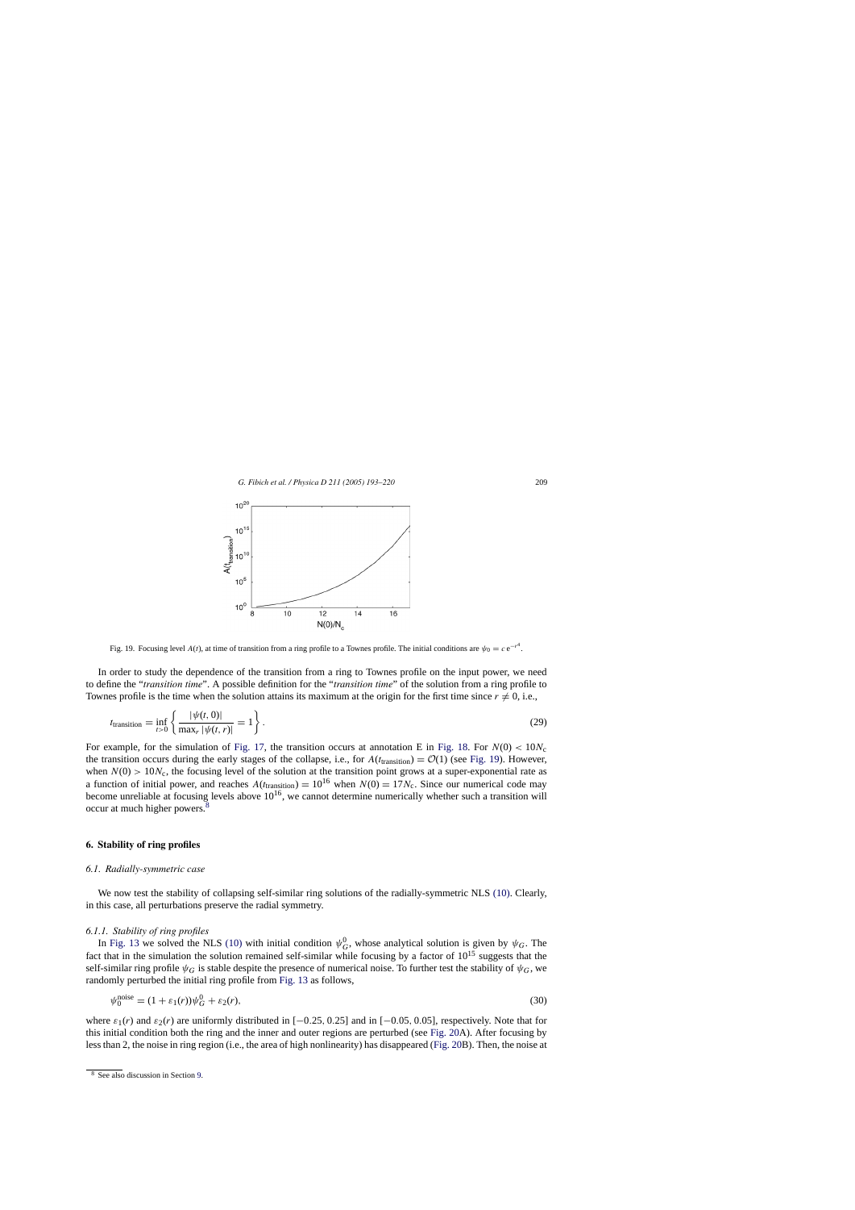Fig. 19. Focusing level $A(t)$, at time of transition from a ring profile to a Townes profile. The initial conditions are $\psi_0 = c\,\mathrm{e}^{-r^4}$.

In order to study the dependence of the transition from a ring to Townes profile on the input power, we need to define the "*transition time*". A possible definition for the "*transition time*" of the solution from a ring profile to Townes profile is the time when the solution attains its maximum at the origin for the first time since $r \neq 0$, i.e.,

$$t_{\text{transition}} = \inf_{t>0} \left\{ \frac{|\psi(t,0)|}{\max_r |\psi(t,r)|} = 1 \right\}. \tag{29}$$

For example, for the simulation of Fig. 17, the transition occurs at annotation E in Fig. 18. For $N(0) < 10N_c$ the transition occurs during the early stages of the collapse, i.e., for $A(t_{\text{transition}}) = \mathcal{O}(1)$ (see Fig. 19). However, when $N(0) > 10N_c$, the focusing level of the solution at the transition point grows at a super-exponential rate as a function of initial power, and reaches $A(t_{\text{transition}}) = 10^{16}$ when $N(0) = 17N_c$. Since our numerical code may become unreliable at focusing levels above $10^{16}$, we cannot determine numerically whether such a transition will occur at much higher powers.[8]

## 6. Stability of ring profiles

### 6.1. Radially-symmetric case

We now test the stability of collapsing self-similar ring solutions of the radially-symmetric NLS (10). Clearly, in this case, all perturbations preserve the radial symmetry.

#### 6.1.1. Stability of ring profiles

In Fig. 13 we solved the NLS (10) with initial condition $\psi_G^0$, whose analytical solution is given by $\psi_G$. The fact that in the simulation the solution remained self-similar while focusing by a factor of $10^{15}$ suggests that the self-similar ring profile $\psi_G$ is stable despite the presence of numerical noise. To further test the stability of $\psi_G$, we randomly perturbed the initial ring profile from Fig. 13 as follows,

$$\psi_0^{\text{noise}} = (1 + \varepsilon_1(r))\psi_G^0 + \varepsilon_2(r), \tag{30}$$

where $\varepsilon_1(r)$ and $\varepsilon_2(r)$ are uniformly distributed in $[-0.25, 0.25]$ and in $[-0.05, 0.05]$, respectively. Note that for this initial condition both the ring and the inner and outer regions are perturbed (see Fig. 20A). After focusing by less than 2, the noise in ring region (i.e., the area of high nonlinearity) has disappeared (Fig. 20B). Then, the noise at

[8] See also discussion in Section 9.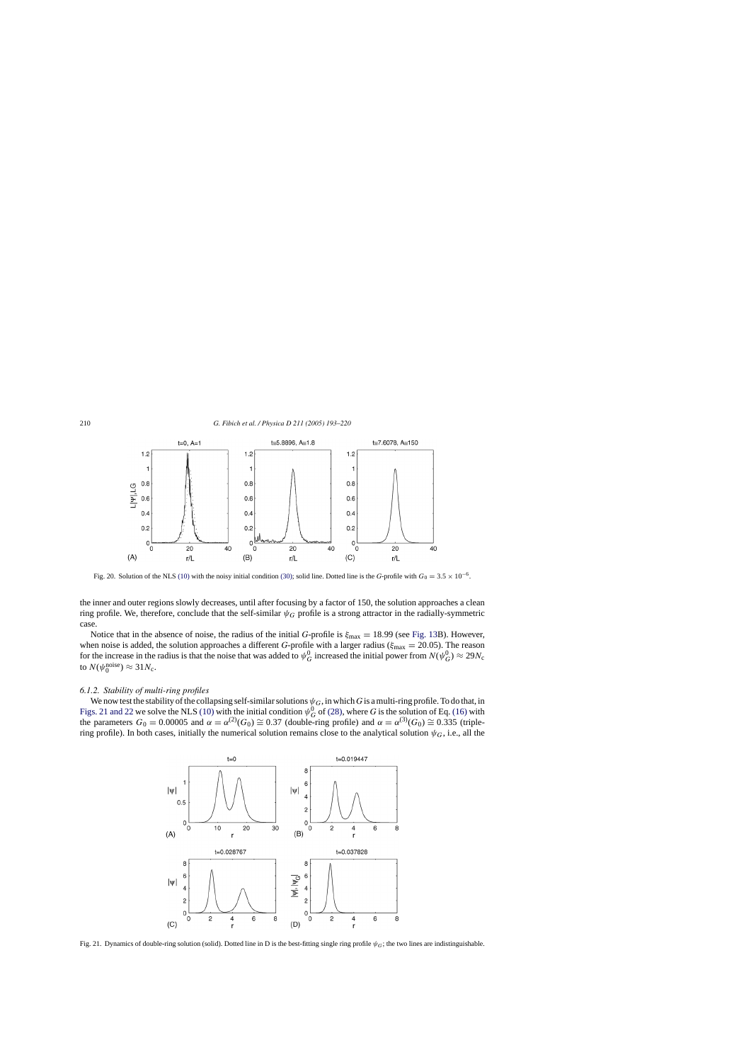Fig. 20. Solution of the NLS (10) with the noisy initial condition (30); solid line. Dotted line is the $G$-profile with $G_0 = 3.5 \times 10^{-6}$.

the inner and outer regions slowly decreases, until after focusing by a factor of 150, the solution approaches a clean ring profile. We, therefore, conclude that the self-similar $\psi_G$ profile is a strong attractor in the radially-symmetric case.

Notice that in the absence of noise, the radius of the initial $G$-profile is $\xi_{\max} = 18.99$ (see Fig. 13B). However, when noise is added, the solution approaches a different $G$-profile with a larger radius ($\xi_{\max} = 20.05$). The reason for the increase in the radius is that the noise that was added to $\psi_G^0$ increased the initial power from $N(\psi_G^0) \approx 29N_c$ to $N(\psi_0^{\text{noise}}) \approx 31N_c$.

### 6.1.2. Stability of multi-ring profiles

We now test the stability of the collapsing self-similar solutions $\psi_G$, in which $G$ is a multi-ring profile. To do that, in Figs. 21 and 22 we solve the NLS (10) with the initial condition $\psi_G^0$ of (28), where $G$ is the solution of Eq. (16) with the parameters $G_0 = 0.00005$ and $\alpha = \alpha^{(2)}(G_0) \cong 0.37$ (double-ring profile) and $\alpha = \alpha^{(3)}(G_0) \cong 0.335$ (triple-ring profile). In both cases, initially the numerical solution remains close to the analytical solution $\psi_G$, i.e., all the

Fig. 21. Dynamics of double-ring solution (solid). Dotted line in D is the best-fitting single ring profile $\psi_G$; the two lines are indistinguishable.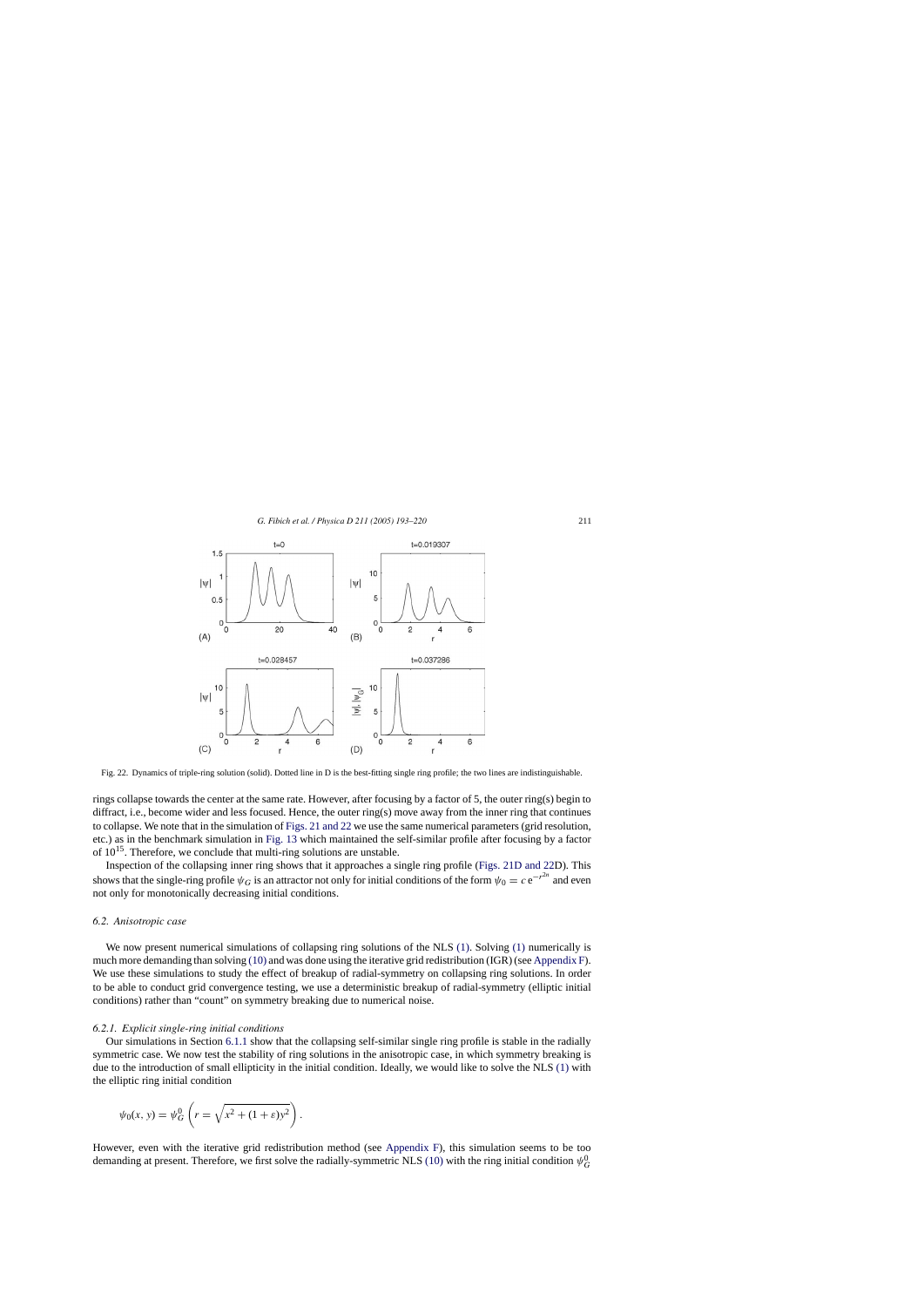Fig. 22. Dynamics of triple-ring solution (solid). Dotted line in D is the best-fitting single ring profile; the two lines are indistinguishable.

rings collapse towards the center at the same rate. However, after focusing by a factor of 5, the outer ring(s) begin to diffract, i.e., become wider and less focused. Hence, the outer ring(s) move away from the inner ring that continues to collapse. We note that in the simulation of Figs. 21 and 22 we use the same numerical parameters (grid resolution, etc.) as in the benchmark simulation in Fig. 13 which maintained the self-similar profile after focusing by a factor of $10^{15}$. Therefore, we conclude that multi-ring solutions are unstable.

Inspection of the collapsing inner ring shows that it approaches a single ring profile (Figs. 21D and 22D). This shows that the single-ring profile $\psi_G$ is an attractor not only for initial conditions of the form $\psi_0 = c\,\mathrm{e}^{-r^{2n}}$ and even not only for monotonically decreasing initial conditions.

### 6.2. Anisotropic case

We now present numerical simulations of collapsing ring solutions of the NLS (1). Solving (1) numerically is much more demanding than solving (10) and was done using the iterative grid redistribution (IGR) (see Appendix F). We use these simulations to study the effect of breakup of radial-symmetry on collapsing ring solutions. In order to be able to conduct grid convergence testing, we use a deterministic breakup of radial-symmetry (elliptic initial conditions) rather than "count" on symmetry breaking due to numerical noise.

#### 6.2.1. Explicit single-ring initial conditions

Our simulations in Section 6.1.1 show that the collapsing self-similar single ring profile is stable in the radially symmetric case. We now test the stability of ring solutions in the anisotropic case, in which symmetry breaking is due to the introduction of small ellipticity in the initial condition. Ideally, we would like to solve the NLS (1) with the elliptic ring initial condition

$$\psi_0(x, y) = \psi_G^0\left(r = \sqrt{x^2 + (1+\varepsilon)y^2}\right).$$

However, even with the iterative grid redistribution method (see Appendix F), this simulation seems to be too demanding at present. Therefore, we first solve the radially-symmetric NLS (10) with the ring initial condition $\psi_G^0$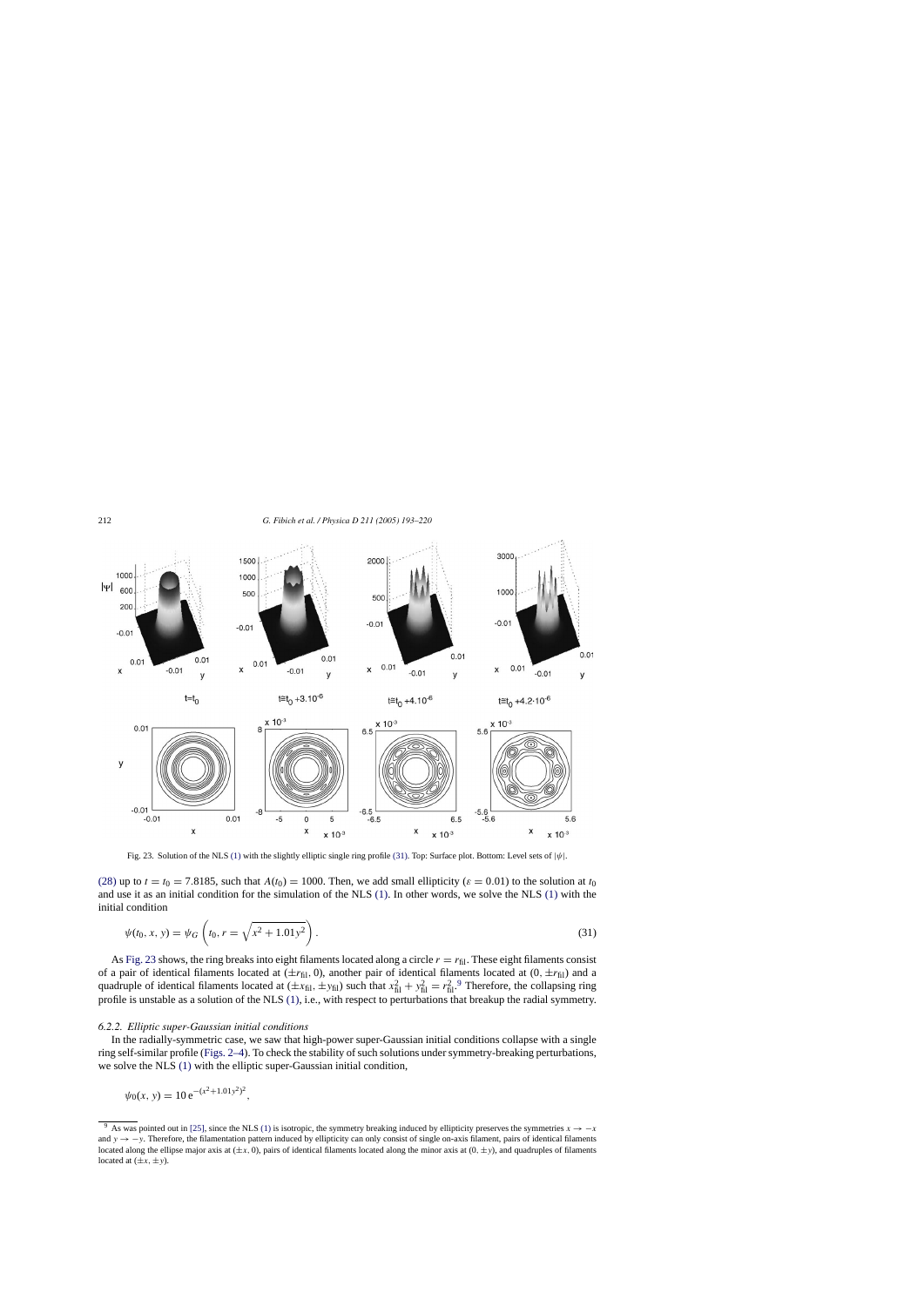Fig. 23. Solution of the NLS (1) with the slightly elliptic single ring profile (31). Top: Surface plot. Bottom: Level sets of $|\psi|$.

(28) up to $t = t_0 = 7.8185$, such that $A(t_0) = 1000$. Then, we add small ellipticity ($\varepsilon = 0.01$) to the solution at $t_0$ and use it as an initial condition for the simulation of the NLS (1). In other words, we solve the NLS (1) with the initial condition

$$\psi(t_0, x, y) = \psi_G\left(t_0, r = \sqrt{x^2 + 1.01y^2}\right). \tag{31}$$

As Fig. 23 shows, the ring breaks into eight filaments located along a circle $r = r_{\text{fil}}$. These eight filaments consist of a pair of identical filaments located at $(\pm r_{\text{fil}}, 0)$, another pair of identical filaments located at $(0, \pm r_{\text{fil}})$ and a quadruple of identical filaments located at $(\pm x_{\text{fil}}, \pm y_{\text{fil}})$ such that $x_{\text{fil}}^2 + y_{\text{fil}}^2 = r_{\text{fil}}^2$.[9] Therefore, the collapsing ring profile is unstable as a solution of the NLS (1), i.e., with respect to perturbations that breakup the radial symmetry.

#### 6.2.2. Elliptic super-Gaussian initial conditions

In the radially-symmetric case, we saw that high-power super-Gaussian initial conditions collapse with a single ring self-similar profile (Figs. 2–4). To check the stability of such solutions under symmetry-breaking perturbations, we solve the NLS (1) with the elliptic super-Gaussian initial condition,

$$\psi_0(x, y) = 10\,\mathrm{e}^{-(x^2+1.01y^2)^2},$$

---

[9] As was pointed out in [25], since the NLS (1) is isotropic, the symmetry breaking induced by ellipticity preserves the symmetries $x \to -x$ and $y \to -y$. Therefore, the filamentation pattern induced by ellipticity can only consist of single on-axis filament, pairs of identical filaments located along the ellipse major axis at $(\pm x, 0)$, pairs of identical filaments located along the minor axis at $(0, \pm y)$, and quadruples of filaments located at $(\pm x, \pm y)$.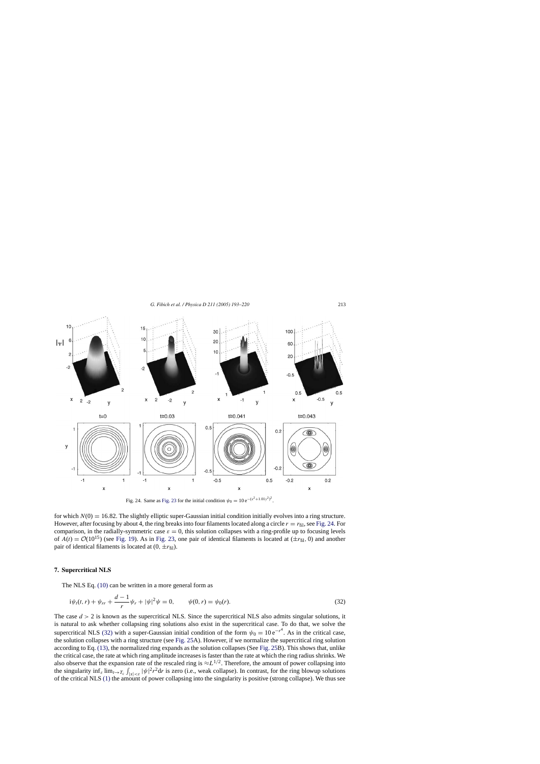Fig. 24. Same as Fig. 23 for the initial condition $\psi_0 = 10\,\mathrm{e}^{-(x^2+1.01y^2)^2}$.

for which $N(0) = 16.82$. The slightly elliptic super-Gaussian initial condition initially evolves into a ring structure. However, after focusing by about 4, the ring breaks into four filaments located along a circle $r = r_{\rm fil}$, see Fig. 24. For comparison, in the radially-symmetric case $\varepsilon = 0$, this solution collapses with a ring-profile up to focusing levels of $A(t) = \mathcal{O}(10^{15})$ (see Fig. 19). As in Fig. 23, one pair of identical filaments is located at $(\pm r_{\rm fil}, 0)$ and another pair of identical filaments is located at $(0, \pm r_{\rm fil})$.

## 7. Supercritical NLS

The NLS Eq. (10) can be written in a more general form as

$$\mathrm{i}\psi_t(t, r) + \psi_{rr} + \frac{d-1}{r}\psi_r + |\psi|^2\psi = 0, \qquad \psi(0, r) = \psi_0(r). \tag{32}$$

The case $d > 2$ is known as the supercritical NLS. Since the supercritical NLS also admits singular solutions, it is natural to ask whether collapsing ring solutions also exist in the supercritical case. To do that, we solve the supercritical NLS (32) with a super-Gaussian initial condition of the form $\psi_0 = 10\,\mathrm{e}^{-r^4}$. As in the critical case, the solution collapses with a ring structure (see Fig. 25A). However, if we normalize the supercritical ring solution according to Eq. (13), the normalized ring expands as the solution collapses (See Fig. 25B). This shows that, unlike the critical case, the rate at which ring amplitude increases is faster than the rate at which the ring radius shrinks. We also observe that the expansion rate of the rescaled ring is $\approx L^{1/2}$. Therefore, the amount of power collapsing into the singularity $\inf_\varepsilon \lim_{t\to T_c} \int_{|x|<\varepsilon} |\psi|^2 r^2 \mathrm{d}r$ is zero (i.e., weak collapse). In contrast, for the ring blowup solutions of the critical NLS (1) the amount of power collapsing into the singularity is positive (strong collapse). We thus see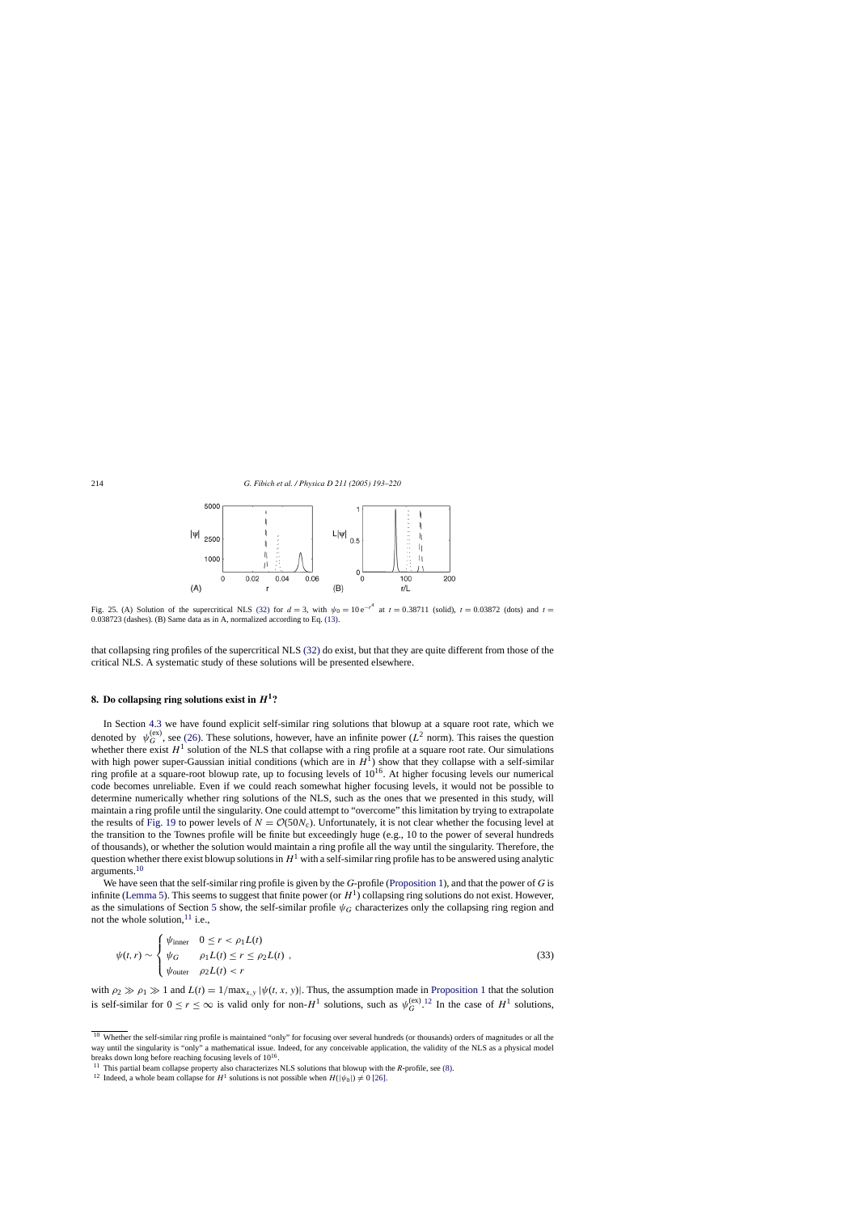Fig. 25. (A) Solution of the supercritical NLS (32) for $d = 3$, with $\psi_0 = 10\,\mathrm{e}^{-r^4}$ at $t = 0.38711$ (solid), $t = 0.03872$ (dots) and $t = 0.038723$ (dashes). (B) Same data as in A, normalized according to Eq. (13).

that collapsing ring profiles of the supercritical NLS (32) do exist, but that they are quite different from those of the critical NLS. A systematic study of these solutions will be presented elsewhere.

## 8. Do collapsing ring solutions exist in $H^1$?

In Section 4.3 we have found explicit self-similar ring solutions that blowup at a square root rate, which we denoted by $\psi_G^{(\mathrm{ex})}$, see (26). These solutions, however, have an infinite power ($L^2$ norm). This raises the question whether there exist $H^1$ solution of the NLS that collapse with a ring profile at a square root rate. Our simulations with high power super-Gaussian initial conditions (which are in $H^1$) show that they collapse with a self-similar ring profile at a square-root blowup rate, up to focusing levels of $10^{16}$. At higher focusing levels our numerical code becomes unreliable. Even if we could reach somewhat higher focusing levels, it would not be possible to determine numerically whether ring solutions of the NLS, such as the ones that we presented in this study, will maintain a ring profile all the way until the singularity. One could attempt to "overcome" this limitation by trying to extrapolate the results of Fig. 19 to power levels of $N = \mathcal{O}(50N_c)$. Unfortunately, it is not clear whether the focusing level at the transition to the Townes profile will be finite but exceedingly huge (e.g., 10 to the power of several hundreds of thousands), or whether the solution would maintain a ring profile all the way until the singularity. Therefore, the question whether there exist blowup solutions in $H^1$ with a self-similar ring profile has to be answered using analytic arguments.[10]

We have seen that the self-similar ring profile is given by the $G$-profile (Proposition 1), and that the power of $G$ is infinite (Lemma 5). This seems to suggest that finite power (or $H^1$) collapsing ring solutions do not exist. However, as the simulations of Section 5 show, the self-similar profile $\psi_G$ characterizes only the collapsing ring region and not the whole solution,[11] i.e.,

$$\psi(t, r) \sim \begin{cases} \psi_{\mathrm{inner}} & 0 \le r < \rho_1 L(t) \\ \psi_G & \rho_1 L(t) \le r \le \rho_2 L(t) \\ \psi_{\mathrm{outer}} & \rho_2 L(t) < r \end{cases}, \tag{33}$$

with $\rho_2 \gg \rho_1 \gg 1$ and $L(t) = 1/\max_{x,y} |\psi(t, x, y)|$. Thus, the assumption made in Proposition 1 that the solution is self-similar for $0 \le r \le \infty$ is valid only for non-$H^1$ solutions, such as $\psi_G^{(\mathrm{ex})}$.[12] In the case of $H^1$ solutions,

[10] Whether the self-similar ring profile is maintained "only" for focusing over several hundreds (or thousands) orders of magnitudes or all the way until the singularity is "only" a mathematical issue. Indeed, for any conceivable application, the validity of the NLS as a physical model breaks down long before reaching focusing levels of $10^{16}$.

[11] This partial beam collapse property also characterizes NLS solutions that blowup with the $R$-profile, see (8).

[12] Indeed, a whole beam collapse for $H^1$ solutions is not possible when $H(|\psi_0|) \neq 0$ [26].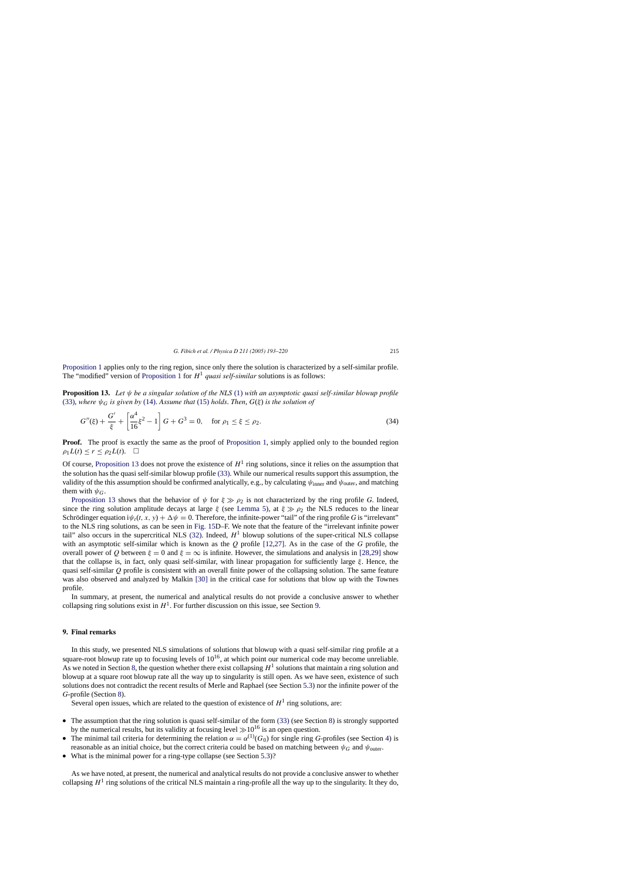Proposition 1 applies only to the ring region, since only there the solution is characterized by a self-similar profile. The "modified" version of Proposition 1 for $H^1$ *quasi self-similar* solutions is as follows:

**Proposition 13.** *Let $\psi$ be a singular solution of the NLS (1) with an asymptotic quasi self-similar blowup profile (33), where $\psi_G$ is given by (14). Assume that (15) holds. Then, $G(\xi)$ is the solution of*

$$G''(\xi) + \frac{G'}{\xi} + \left[\frac{\alpha^4}{16}\xi^2 - 1\right] G + G^3 = 0, \quad \text{for } \rho_1 \le \xi \le \rho_2. \tag{34}$$

**Proof.** The proof is exactly the same as the proof of Proposition 1, simply applied only to the bounded region $\rho_1 L(t) \le r \le \rho_2 L(t)$. $\square$

Of course, Proposition 13 does not prove the existence of $H^1$ ring solutions, since it relies on the assumption that the solution has the quasi self-similar blowup profile (33). While our numerical results support this assumption, the validity of the this assumption should be confirmed analytically, e.g., by calculating $\psi_{\text{inner}}$ and $\psi_{\text{outer}}$, and matching them with $\psi_G$.

Proposition 13 shows that the behavior of $\psi$ for $\xi \gg \rho_2$ is not characterized by the ring profile $G$. Indeed, since the ring solution amplitude decays at large $\xi$ (see Lemma 5), at $\xi \gg \rho_2$ the NLS reduces to the linear Schrödinger equation $\mathrm{i}\psi_t(t, x, y) + \Delta\psi = 0$. Therefore, the infinite-power "tail" of the ring profile $G$ is "irrelevant" to the NLS ring solutions, as can be seen in Fig. 15D–F. We note that the feature of the "irrelevant infinite power tail" also occurs in the supercritical NLS (32). Indeed, $H^1$ blowup solutions of the super-critical NLS collapse with an asymptotic self-similar which is known as the $Q$ profile [12,27]. As in the case of the $G$ profile, the overall power of $Q$ between $\xi = 0$ and $\xi = \infty$ is infinite. However, the simulations and analysis in [28,29] show that the collapse is, in fact, only quasi self-similar, with linear propagation for sufficiently large $\xi$. Hence, the quasi self-similar $Q$ profile is consistent with an overall finite power of the collapsing solution. The same feature was also observed and analyzed by Malkin [30] in the critical case for solutions that blow up with the Townes profile.

In summary, at present, the numerical and analytical results do not provide a conclusive answer to whether collapsing ring solutions exist in $H^1$. For further discussion on this issue, see Section 9.

## 9. Final remarks

In this study, we presented NLS simulations of solutions that blowup with a quasi self-similar ring profile at a square-root blowup rate up to focusing levels of $10^{16}$, at which point our numerical code may become unreliable. As we noted in Section 8, the question whether there exist collapsing $H^1$ solutions that maintain a ring solution and blowup at a square root blowup rate all the way up to singularity is still open. As we have seen, existence of such solutions does not contradict the recent results of Merle and Raphael (see Section 5.3) nor the infinite power of the $G$-profile (Section 8).

Several open issues, which are related to the question of existence of $H^1$ ring solutions, are:

- The assumption that the ring solution is quasi self-similar of the form (33) (see Section 8) is strongly supported by the numerical results, but its validity at focusing level $\gg 10^{16}$ is an open question.
- The minimal tail criteria for determining the relation $\alpha = \alpha^{(1)}(G_0)$ for single ring $G$-profiles (see Section 4) is reasonable as an initial choice, but the correct criteria could be based on matching between $\psi_G$ and $\psi_{\text{outer}}$.
- What is the minimal power for a ring-type collapse (see Section 5.3)?

As we have noted, at present, the numerical and analytical results do not provide a conclusive answer to whether collapsing $H^1$ ring solutions of the critical NLS maintain a ring-profile all the way up to the singularity. It they do,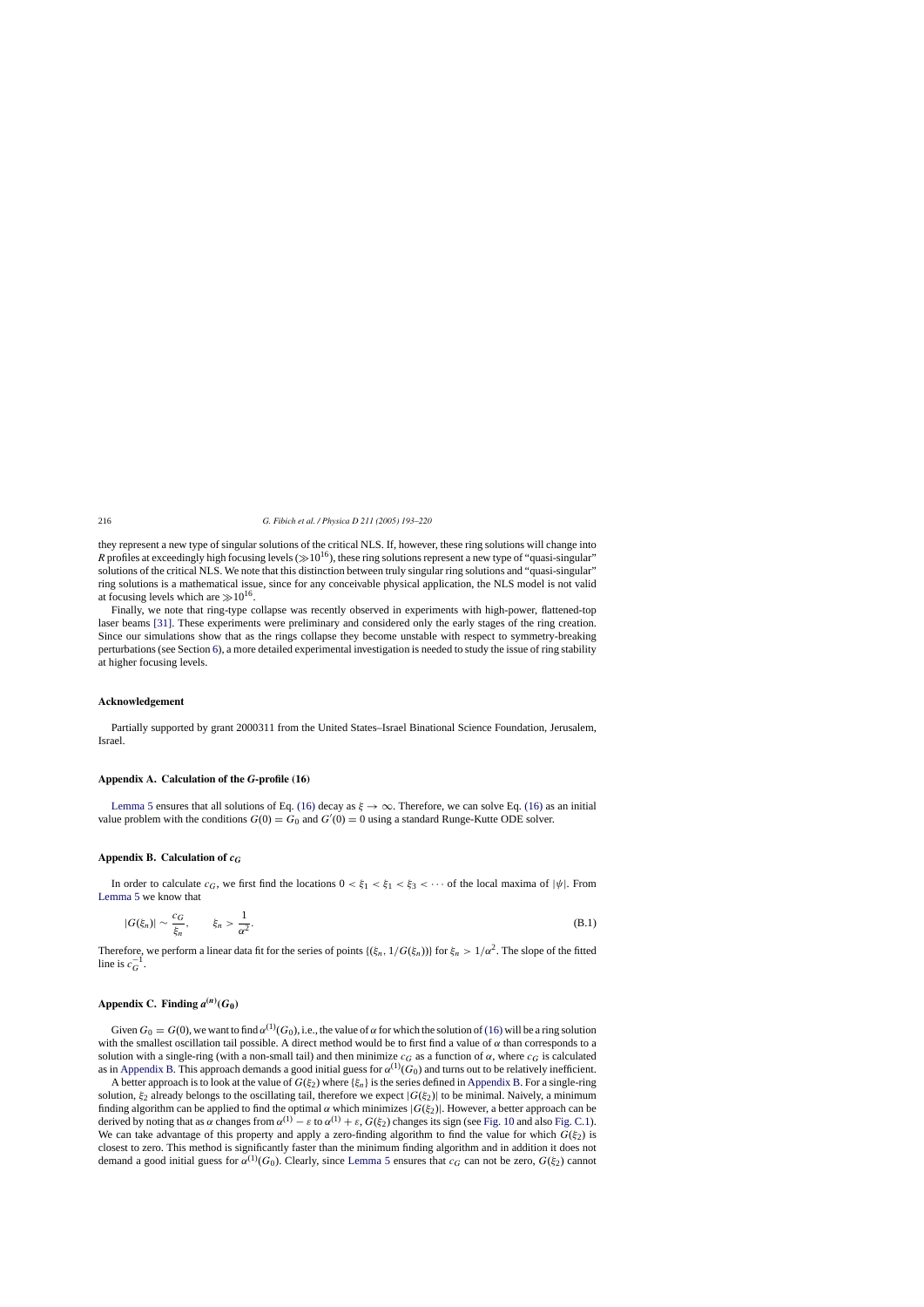they represent a new type of singular solutions of the critical NLS. If, however, these ring solutions will change into $R$ profiles at exceedingly high focusing levels ($\gg 10^{16}$), these ring solutions represent a new type of "quasi-singular" solutions of the critical NLS. We note that this distinction between truly singular ring solutions and "quasi-singular" ring solutions is a mathematical issue, since for any conceivable physical application, the NLS model is not valid at focusing levels which are $\gg 10^{16}$.

Finally, we note that ring-type collapse was recently observed in experiments with high-power, flattened-top laser beams [31]. These experiments were preliminary and considered only the early stages of the ring creation. Since our simulations show that as the rings collapse they become unstable with respect to symmetry-breaking perturbations (see Section 6), a more detailed experimental investigation is needed to study the issue of ring stability at higher focusing levels.

## Acknowledgement

Partially supported by grant 2000311 from the United States–Israel Binational Science Foundation, Jerusalem, Israel.

## Appendix A. Calculation of the $G$-profile (16)

Lemma 5 ensures that all solutions of Eq. (16) decay as $\xi \to \infty$. Therefore, we can solve Eq. (16) as an initial value problem with the conditions $G(0) = G_0$ and $G'(0) = 0$ using a standard Runge-Kutte ODE solver.

## Appendix B. Calculation of $c_G$

In order to calculate $c_G$, we first find the locations $0 < \xi_1 < \xi_1 < \xi_3 < \cdots$ of the local maxima of $|\psi|$. From Lemma 5 we know that

$$|G(\xi_n)| \sim \frac{c_G}{\xi_n}, \qquad \xi_n > \frac{1}{\alpha^2}. \tag{B.1}$$

Therefore, we perform a linear data fit for the series of points $\{(\xi_n, 1/G(\xi_n))\}$ for $\xi_n > 1/\alpha^2$. The slope of the fitted line is $c_G^{-1}$.

## Appendix C. Finding $\alpha^{(n)}(G_0)$

Given $G_0 = G(0)$, we want to find $\alpha^{(1)}(G_0)$, i.e., the value of $\alpha$ for which the solution of (16) will be a ring solution with the smallest oscillation tail possible. A direct method would be to first find a value of $\alpha$ than corresponds to a solution with a single-ring (with a non-small tail) and then minimize $c_G$ as a function of $\alpha$, where $c_G$ is calculated as in Appendix B. This approach demands a good initial guess for $\alpha^{(1)}(G_0)$ and turns out to be relatively inefficient.

A better approach is to look at the value of $G(\xi_2)$ where $\{\xi_n\}$ is the series defined in Appendix B. For a single-ring solution, $\xi_2$ already belongs to the oscillating tail, therefore we expect $|G(\xi_2)|$ to be minimal. Naively, a minimum finding algorithm can be applied to find the optimal $\alpha$ which minimizes $|G(\xi_2)|$. However, a better approach can be derived by noting that as $\alpha$ changes from $\alpha^{(1)} - \varepsilon$ to $\alpha^{(1)} + \varepsilon$, $G(\xi_2)$ changes its sign (see Fig. 10 and also Fig. C.1). We can take advantage of this property and apply a zero-finding algorithm to find the value for which $G(\xi_2)$ is closest to zero. This method is significantly faster than the minimum finding algorithm and in addition it does not demand a good initial guess for $\alpha^{(1)}(G_0)$. Clearly, since Lemma 5 ensures that $c_G$ can not be zero, $G(\xi_2)$ cannot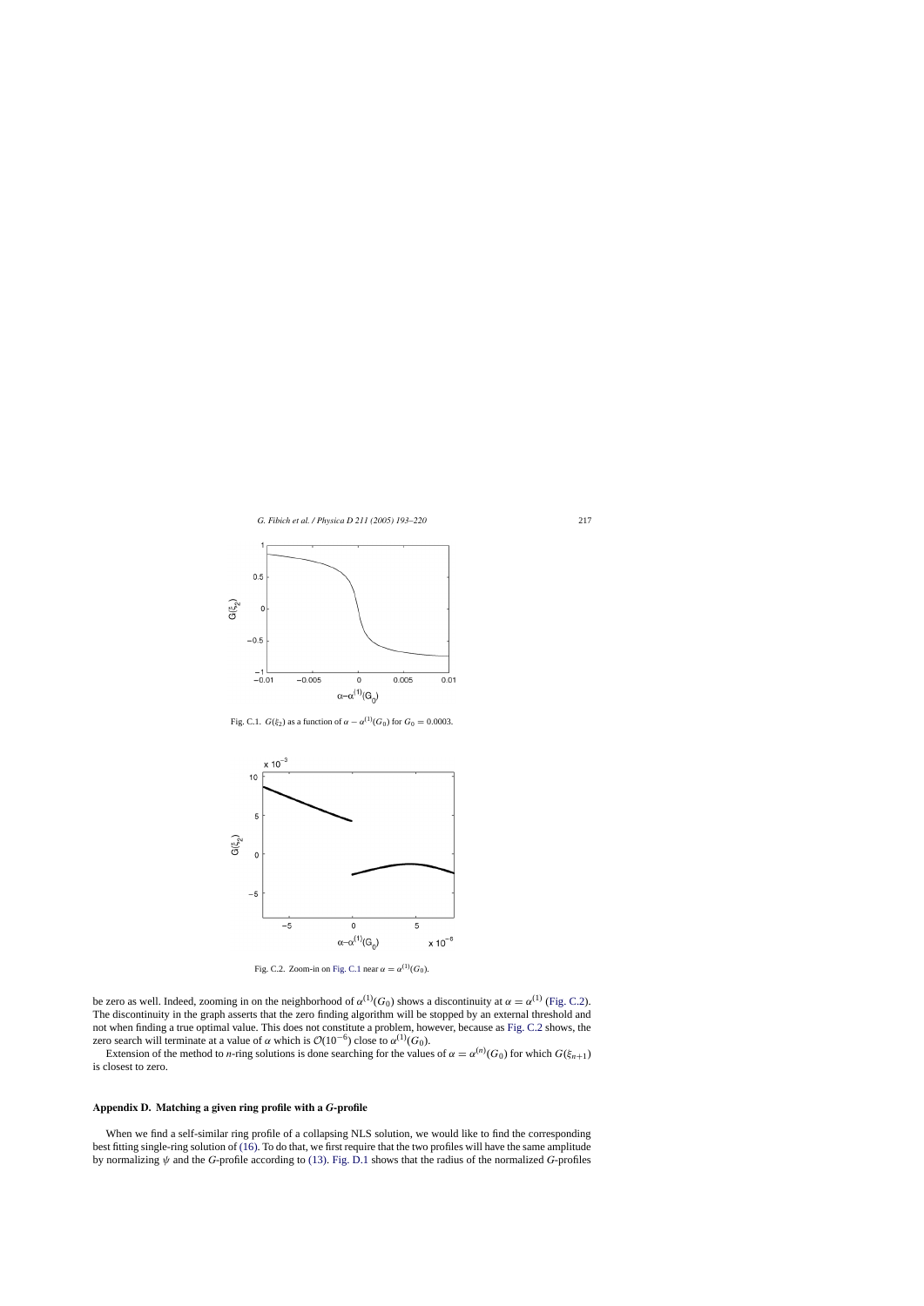Fig. C.1. $G(\xi_2)$ as a function of $\alpha - \alpha^{(1)}(G_0)$ for $G_0 = 0.0003$.

Fig. C.2. Zoom-in on Fig. C.1 near $\alpha = \alpha^{(1)}(G_0)$.

be zero as well. Indeed, zooming in on the neighborhood of $\alpha^{(1)}(G_0)$ shows a discontinuity at $\alpha = \alpha^{(1)}$ (Fig. C.2). The discontinuity in the graph asserts that the zero finding algorithm will be stopped by an external threshold and not when finding a true optimal value. This does not constitute a problem, however, because as Fig. C.2 shows, the zero search will terminate at a value of $\alpha$ which is $\mathcal{O}(10^{-6})$ close to $\alpha^{(1)}(G_0)$.

Extension of the method to $n$-ring solutions is done searching for the values of $\alpha = \alpha^{(n)}(G_0)$ for which $G(\xi_{n+1})$ is closest to zero.

## Appendix D. Matching a given ring profile with a $G$-profile

When we find a self-similar ring profile of a collapsing NLS solution, we would like to find the corresponding best fitting single-ring solution of (16). To do that, we first require that the two profiles will have the same amplitude by normalizing $\psi$ and the $G$-profile according to (13). Fig. D.1 shows that the radius of the normalized $G$-profiles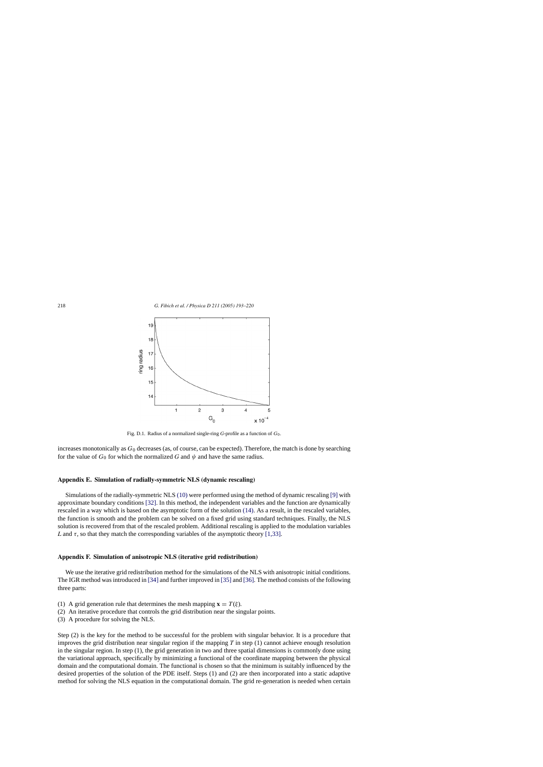Fig. D.1. Radius of a normalized single-ring $G$-profile as a function of $G_0$.

increases monotonically as $G_0$ decreases (as, of course, can be expected). Therefore, the match is done by searching for the value of $G_0$ for which the normalized $G$ and $\psi$ and have the same radius.

## Appendix E. Simulation of radially-symmetric NLS (dynamic rescaling)

Simulations of the radially-symmetric NLS (10) were performed using the method of dynamic rescaling [9] with approximate boundary conditions [32]. In this method, the independent variables and the function are dynamically rescaled in a way which is based on the asymptotic form of the solution (14). As a result, in the rescaled variables, the function is smooth and the problem can be solved on a fixed grid using standard techniques. Finally, the NLS solution is recovered from that of the rescaled problem. Additional rescaling is applied to the modulation variables $L$ and $\tau$, so that they match the corresponding variables of the asymptotic theory [1,33].

## Appendix F. Simulation of anisotropic NLS (iterative grid redistribution)

We use the iterative grid redistribution method for the simulations of the NLS with anisotropic initial conditions. The IGR method was introduced in [34] and further improved in [35] and [36]. The method consists of the following three parts:

(1) A grid generation rule that determines the mesh mapping $\mathbf{x} = T(\xi)$.
(2) An iterative procedure that controls the grid distribution near the singular points.
(3) A procedure for solving the NLS.

Step (2) is the key for the method to be successful for the problem with singular behavior. It is a procedure that improves the grid distribution near singular region if the mapping $T$ in step (1) cannot achieve enough resolution in the singular region. In step (1), the grid generation in two and three spatial dimensions is commonly done using the variational approach, specifically by minimizing a functional of the coordinate mapping between the physical domain and the computational domain. The functional is chosen so that the minimum is suitably influenced by the desired properties of the solution of the PDE itself. Steps (1) and (2) are then incorporated into a static adaptive method for solving the NLS equation in the computational domain. The grid re-generation is needed when certain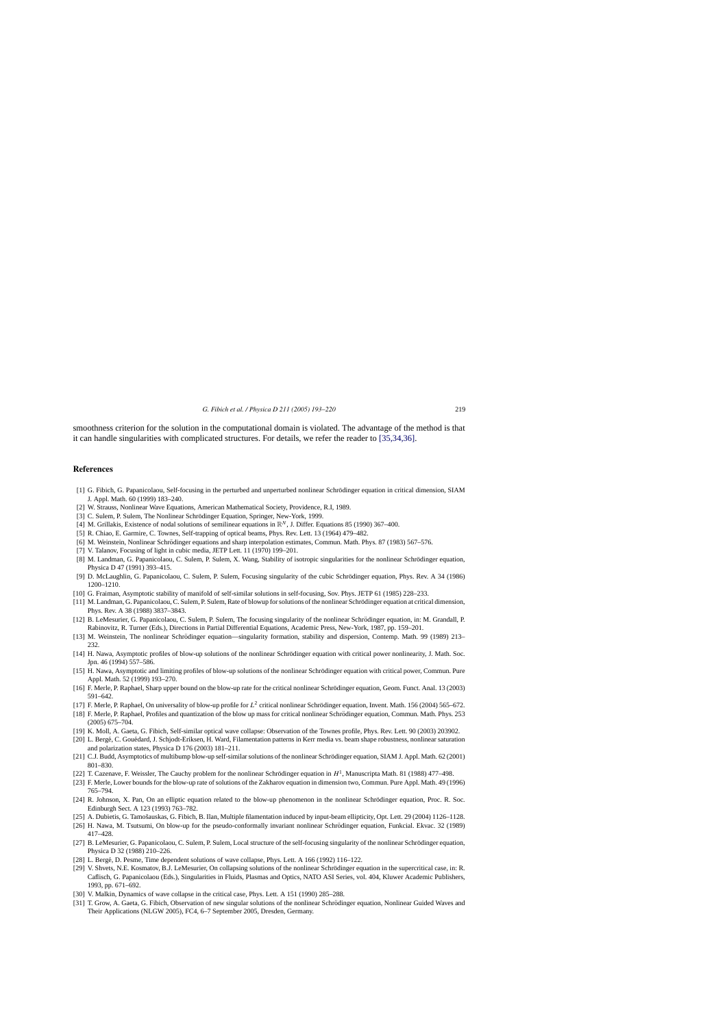smoothness criterion for the solution in the computational domain is violated. The advantage of the method is that it can handle singularities with complicated structures. For details, we refer the reader to [35,34,36].

## References

[1] G. Fibich, G. Papanicolaou, Self-focusing in the perturbed and unperturbed nonlinear Schrödinger equation in critical dimension, SIAM J. Appl. Math. 60 (1999) 183–240.

[2] W. Strauss, Nonlinear Wave Equations, American Mathematical Society, Providence, R.I, 1989.

[3] C. Sulem, P. Sulem, The Nonlinear Schrödinger Equation, Springer, New-York, 1999.

[4] M. Grillakis, Existence of nodal solutions of semilinear equations in $\mathbb{R}^N$, J. Differ. Equations 85 (1990) 367–400.

[5] R. Chiao, E. Garmire, C. Townes, Self-trapping of optical beams, Phys. Rev. Lett. 13 (1964) 479–482.

[6] M. Weinstein, Nonlinear Schrödinger equations and sharp interpolation estimates, Commun. Math. Phys. 87 (1983) 567–576.

[7] V. Talanov, Focusing of light in cubic media, JETP Lett. 11 (1970) 199–201.

[8] M. Landman, G. Papanicolaou, C. Sulem, P. Sulem, X. Wang, Stability of isotropic singularities for the nonlinear Schrödinger equation, Physica D 47 (1991) 393–415.

[9] D. McLaughlin, G. Papanicolaou, C. Sulem, P. Sulem, Focusing singularity of the cubic Schrödinger equation, Phys. Rev. A 34 (1986) 1200–1210.

[10] G. Fraiman, Asymptotic stability of manifold of self-similar solutions in self-focusing, Sov. Phys. JETP 61 (1985) 228–233.

[11] M. Landman, G. Papanicolaou, C. Sulem, P. Sulem, Rate of blowup for solutions of the nonlinear Schrödinger equation at critical dimension, Phys. Rev. A 38 (1988) 3837–3843.

[12] B. LeMesurier, G. Papanicolaou, C. Sulem, P. Sulem, The focusing singularity of the nonlinear Schrödinger equation, in: M. Grandall, P. Rabinovitz, R. Turner (Eds.), Directions in Partial Differential Equations, Academic Press, New-York, 1987, pp. 159–201.

[13] M. Weinstein, The nonlinear Schrödinger equation—singularity formation, stability and dispersion, Contemp. Math. 99 (1989) 213–232.

[14] H. Nawa, Asymptotic profiles of blow-up solutions of the nonlinear Schrödinger equation with critical power nonlinearity, J. Math. Soc. Jpn. 46 (1994) 557–586.

[15] H. Nawa, Asymptotic and limiting profiles of blow-up solutions of the nonlinear Schrödinger equation with critical power, Commun. Pure Appl. Math. 52 (1999) 193–270.

[16] F. Merle, P. Raphael, Sharp upper bound on the blow-up rate for the critical nonlinear Schrödinger equation, Geom. Funct. Anal. 13 (2003) 591–642.

[17] F. Merle, P. Raphael, On universality of blow-up profile for $L^2$ critical nonlinear Schrödinger equation, Invent. Math. 156 (2004) 565–672.

[18] F. Merle, P. Raphael, Profiles and quantization of the blow up mass for critical nonlinear Schrödinger equation, Commun. Math. Phys. 253 (2005) 675–704.

[19] K. Moll, A. Gaeta, G. Fibich, Self-similar optical wave collapse: Observation of the Townes profile, Phys. Rev. Lett. 90 (2003) 203902.

[20] L. Bergé, C. Gouédard, J. Schjodt-Eriksen, H. Ward, Filamentation patterns in Kerr media vs. beam shape robustness, nonlinear saturation and polarization states, Physica D 176 (2003) 181–211.

[21] C.J. Budd, Asymptotics of multibump blow-up self-similar solutions of the nonlinear Schrödinger equation, SIAM J. Appl. Math. 62 (2001) 801–830.

[22] T. Cazenave, F. Weissler, The Cauchy problem for the nonlinear Schrödinger equation in $H^1$, Manuscripta Math. 81 (1988) 477–498.

[23] F. Merle, Lower bounds for the blow-up rate of solutions of the Zakharov equation in dimension two, Commun. Pure Appl. Math. 49 (1996) 765–794.

[24] R. Johnson, X. Pan, On an elliptic equation related to the blow-up phenomenon in the nonlinear Schrödinger equation, Proc. R. Soc. Edinburgh Sect. A 123 (1993) 763–782.

[25] A. Dubietis, G. Tamošauskas, G. Fibich, B. Ilan, Multiple filamentation induced by input-beam ellipticity, Opt. Lett. 29 (2004) 1126–1128.

[26] H. Nawa, M. Tsutsumi, On blow-up for the pseudo-conformally invariant nonlinear Schrödinger equation, Funkcial. Ekvac. 32 (1989) 417–428.

[27] B. LeMesurier, G. Papanicolaou, C. Sulem, P. Sulem, Local structure of the self-focusing singularity of the nonlinear Schrödinger equation, Physica D 32 (1988) 210–226.

[28] L. Bergé, D. Pesme, Time dependent solutions of wave collapse, Phys. Lett. A 166 (1992) 116–122.

[29] V. Shvets, N.E. Kosmatov, B.J. LeMesurier, On collapsing solutions of the nonlinear Schrödinger equation in the supercritical case, in: R. Caflisch, G. Papanicolaou (Eds.), Singularities in Fluids, Plasmas and Optics, NATO ASI Series, vol. 404, Kluwer Academic Publishers, 1993, pp. 671–692.

[30] V. Malkin, Dynamics of wave collapse in the critical case, Phys. Lett. A 151 (1990) 285–288.

[31] T. Grow, A. Gaeta, G. Fibich, Observation of new singular solutions of the nonlinear Schrödinger equation, Nonlinear Guided Waves and Their Applications (NLGW 2005), FC4, 6–7 September 2005, Dresden, Germany.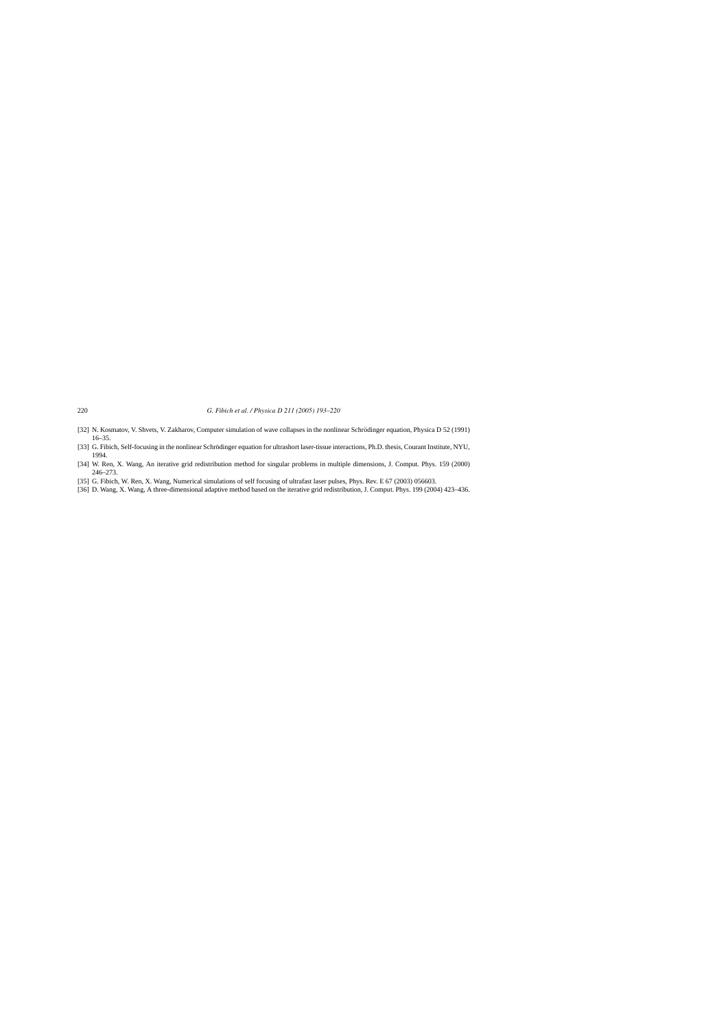[32] N. Kosmatov, V. Shvets, V. Zakharov, Computer simulation of wave collapses in the nonlinear Schrödinger equation, Physica D 52 (1991) 16–35.

[33] G. Fibich, Self-focusing in the nonlinear Schrödinger equation for ultrashort laser-tissue interactions, Ph.D. thesis, Courant Institute, NYU, 1994.

[34] W. Ren, X. Wang, An iterative grid redistribution method for singular problems in multiple dimensions, J. Comput. Phys. 159 (2000) 246–273.

[35] G. Fibich, W. Ren, X. Wang, Numerical simulations of self focusing of ultrafast laser pulses, Phys. Rev. E 67 (2003) 056603.

[36] D. Wang, X. Wang, A three-dimensional adaptive method based on the iterative grid redistribution, J. Comput. Phys. 199 (2004) 423–436.